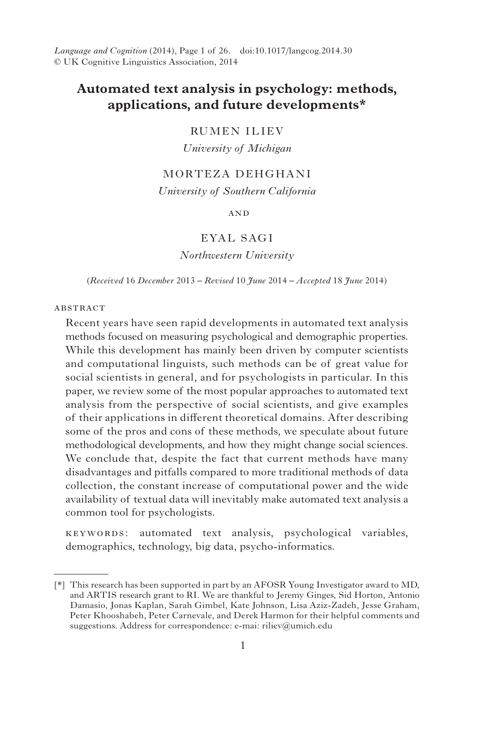Language and Cognition (2014), Page 1 of 26. doi:10.1017/langcog.2014.30
© UK Cognitive Linguistics Association, 2014

# Automated text analysis in psychology: methods, applications, and future developments*

RUMEN ILIEV
*University of Michigan*

MORTEZA DEHGHANI
*University of Southern California*

AND

EYAL SAGI
*Northwestern University*

(*Received* 16 *December* 2013 – *Revised* 10 *June* 2014 – *Accepted* 18 *June* 2014)

## ABSTRACT

Recent years have seen rapid developments in automated text analysis methods focused on measuring psychological and demographic properties. While this development has mainly been driven by computer scientists and computational linguists, such methods can be of great value for social scientists in general, and for psychologists in particular. In this paper, we review some of the most popular approaches to automated text analysis from the perspective of social scientists, and give examples of their applications in different theoretical domains. After describing some of the pros and cons of these methods, we speculate about future methodological developments, and how they might change social sciences. We conclude that, despite the fact that current methods have many disadvantages and pitfalls compared to more traditional methods of data collection, the constant increase of computational power and the wide availability of textual data will inevitably make automated text analysis a common tool for psychologists.

KEYWORDS: automated text analysis, psychological variables, demographics, technology, big data, psycho-informatics.

---

[*] This research has been supported in part by an AFOSR Young Investigator award to MD, and ARTIS research grant to RI. We are thankful to Jeremy Ginges, Sid Horton, Antonio Damasio, Jonas Kaplan, Sarah Gimbel, Kate Johnson, Lisa Aziz-Zadeh, Jesse Graham, Peter Khooshabeh, Peter Carnevale, and Derek Harmon for their helpful comments and suggestions. Address for correspondence: e-mai: riliev@umich.edu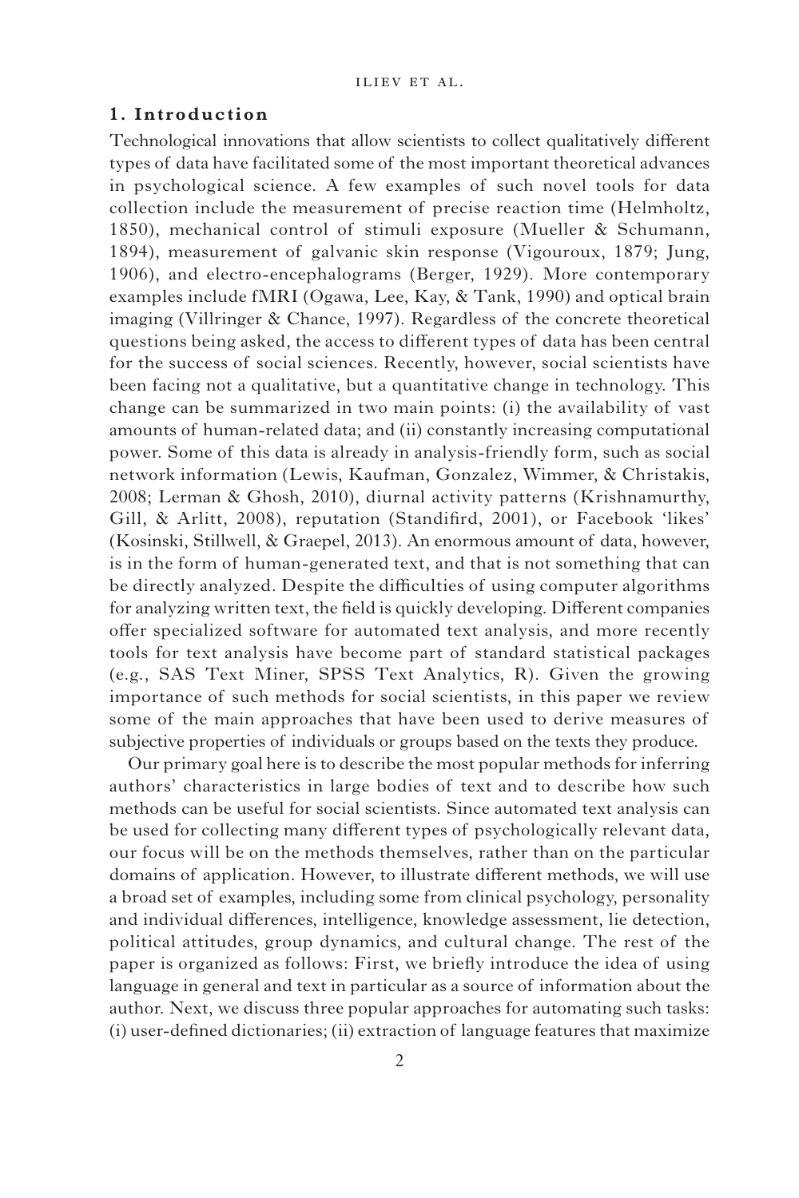## 1. Introduction

Technological innovations that allow scientists to collect qualitatively different types of data have facilitated some of the most important theoretical advances in psychological science. A few examples of such novel tools for data collection include the measurement of precise reaction time (Helmholtz, 1850), mechanical control of stimuli exposure (Mueller & Schumann, 1894), measurement of galvanic skin response (Vigouroux, 1879; Jung, 1906), and electro-encephalograms (Berger, 1929). More contemporary examples include fMRI (Ogawa, Lee, Kay, & Tank, 1990) and optical brain imaging (Villringer & Chance, 1997). Regardless of the concrete theoretical questions being asked, the access to different types of data has been central for the success of social sciences. Recently, however, social scientists have been facing not a qualitative, but a quantitative change in technology. This change can be summarized in two main points: (i) the availability of vast amounts of human-related data; and (ii) constantly increasing computational power. Some of this data is already in analysis-friendly form, such as social network information (Lewis, Kaufman, Gonzalez, Wimmer, & Christakis, 2008; Lerman & Ghosh, 2010), diurnal activity patterns (Krishnamurthy, Gill, & Arlitt, 2008), reputation (Standifird, 2001), or Facebook 'likes' (Kosinski, Stillwell, & Graepel, 2013). An enormous amount of data, however, is in the form of human-generated text, and that is not something that can be directly analyzed. Despite the difficulties of using computer algorithms for analyzing written text, the field is quickly developing. Different companies offer specialized software for automated text analysis, and more recently tools for text analysis have become part of standard statistical packages (e.g., SAS Text Miner, SPSS Text Analytics, R). Given the growing importance of such methods for social scientists, in this paper we review some of the main approaches that have been used to derive measures of subjective properties of individuals or groups based on the texts they produce.

Our primary goal here is to describe the most popular methods for inferring authors' characteristics in large bodies of text and to describe how such methods can be useful for social scientists. Since automated text analysis can be used for collecting many different types of psychologically relevant data, our focus will be on the methods themselves, rather than on the particular domains of application. However, to illustrate different methods, we will use a broad set of examples, including some from clinical psychology, personality and individual differences, intelligence, knowledge assessment, lie detection, political attitudes, group dynamics, and cultural change. The rest of the paper is organized as follows: First, we briefly introduce the idea of using language in general and text in particular as a source of information about the author. Next, we discuss three popular approaches for automating such tasks: (i) user-defined dictionaries; (ii) extraction of language features that maximize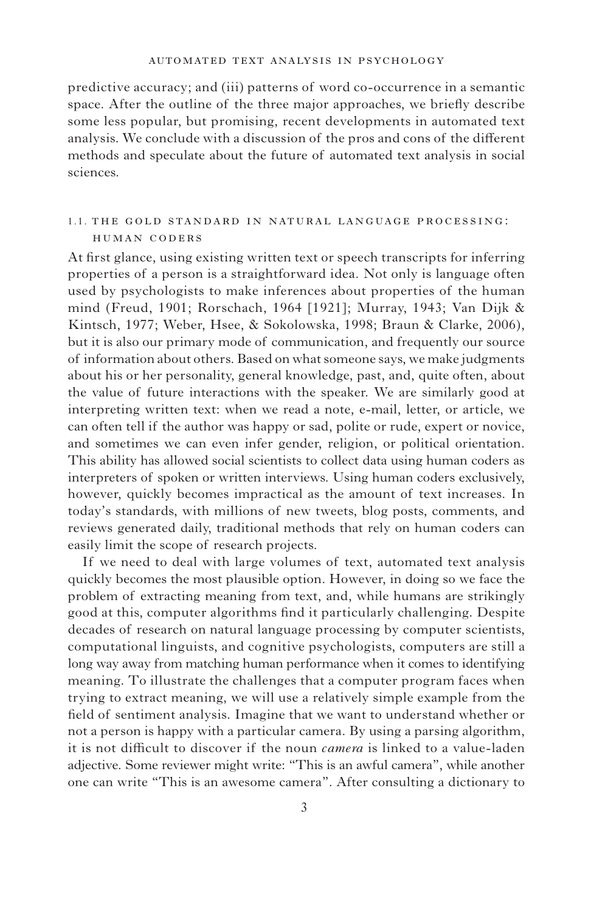predictive accuracy; and (iii) patterns of word co-occurrence in a semantic space. After the outline of the three major approaches, we briefly describe some less popular, but promising, recent developments in automated text analysis. We conclude with a discussion of the pros and cons of the different methods and speculate about the future of automated text analysis in social sciences.

## 1.1. The gold standard in natural language processing: human coders

At first glance, using existing written text or speech transcripts for inferring properties of a person is a straightforward idea. Not only is language often used by psychologists to make inferences about properties of the human mind (Freud, 1901; Rorschach, 1964 [1921]; Murray, 1943; Van Dijk & Kintsch, 1977; Weber, Hsee, & Sokolowska, 1998; Braun & Clarke, 2006), but it is also our primary mode of communication, and frequently our source of information about others. Based on what someone says, we make judgments about his or her personality, general knowledge, past, and, quite often, about the value of future interactions with the speaker. We are similarly good at interpreting written text: when we read a note, e-mail, letter, or article, we can often tell if the author was happy or sad, polite or rude, expert or novice, and sometimes we can even infer gender, religion, or political orientation. This ability has allowed social scientists to collect data using human coders as interpreters of spoken or written interviews. Using human coders exclusively, however, quickly becomes impractical as the amount of text increases. In today's standards, with millions of new tweets, blog posts, comments, and reviews generated daily, traditional methods that rely on human coders can easily limit the scope of research projects.

If we need to deal with large volumes of text, automated text analysis quickly becomes the most plausible option. However, in doing so we face the problem of extracting meaning from text, and, while humans are strikingly good at this, computer algorithms find it particularly challenging. Despite decades of research on natural language processing by computer scientists, computational linguists, and cognitive psychologists, computers are still a long way away from matching human performance when it comes to identifying meaning. To illustrate the challenges that a computer program faces when trying to extract meaning, we will use a relatively simple example from the field of sentiment analysis. Imagine that we want to understand whether or not a person is happy with a particular camera. By using a parsing algorithm, it is not difficult to discover if the noun *camera* is linked to a value-laden adjective. Some reviewer might write: "This is an awful camera", while another one can write "This is an awesome camera". After consulting a dictionary to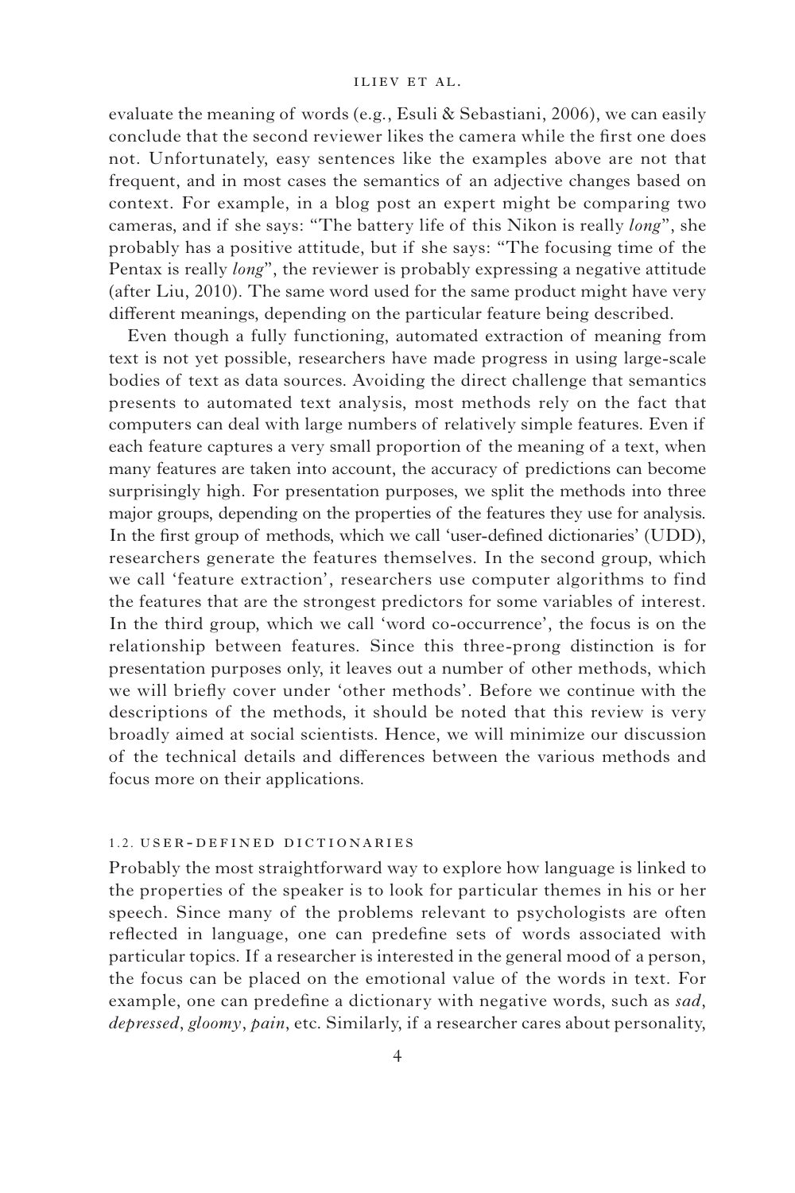evaluate the meaning of words (e.g., Esuli & Sebastiani, 2006), we can easily conclude that the second reviewer likes the camera while the first one does not. Unfortunately, easy sentences like the examples above are not that frequent, and in most cases the semantics of an adjective changes based on context. For example, in a blog post an expert might be comparing two cameras, and if she says: "The battery life of this Nikon is really *long*", she probably has a positive attitude, but if she says: "The focusing time of the Pentax is really *long*", the reviewer is probably expressing a negative attitude (after Liu, 2010). The same word used for the same product might have very different meanings, depending on the particular feature being described.

Even though a fully functioning, automated extraction of meaning from text is not yet possible, researchers have made progress in using large-scale bodies of text as data sources. Avoiding the direct challenge that semantics presents to automated text analysis, most methods rely on the fact that computers can deal with large numbers of relatively simple features. Even if each feature captures a very small proportion of the meaning of a text, when many features are taken into account, the accuracy of predictions can become surprisingly high. For presentation purposes, we split the methods into three major groups, depending on the properties of the features they use for analysis. In the first group of methods, which we call 'user-defined dictionaries' (UDD), researchers generate the features themselves. In the second group, which we call 'feature extraction', researchers use computer algorithms to find the features that are the strongest predictors for some variables of interest. In the third group, which we call 'word co-occurrence', the focus is on the relationship between features. Since this three-prong distinction is for presentation purposes only, it leaves out a number of other methods, which we will briefly cover under 'other methods'. Before we continue with the descriptions of the methods, it should be noted that this review is very broadly aimed at social scientists. Hence, we will minimize our discussion of the technical details and differences between the various methods and focus more on their applications.

### 1.2. User-defined dictionaries

Probably the most straightforward way to explore how language is linked to the properties of the speaker is to look for particular themes in his or her speech. Since many of the problems relevant to psychologists are often reflected in language, one can predefine sets of words associated with particular topics. If a researcher is interested in the general mood of a person, the focus can be placed on the emotional value of the words in text. For example, one can predefine a dictionary with negative words, such as *sad*, *depressed*, *gloomy*, *pain*, etc. Similarly, if a researcher cares about personality,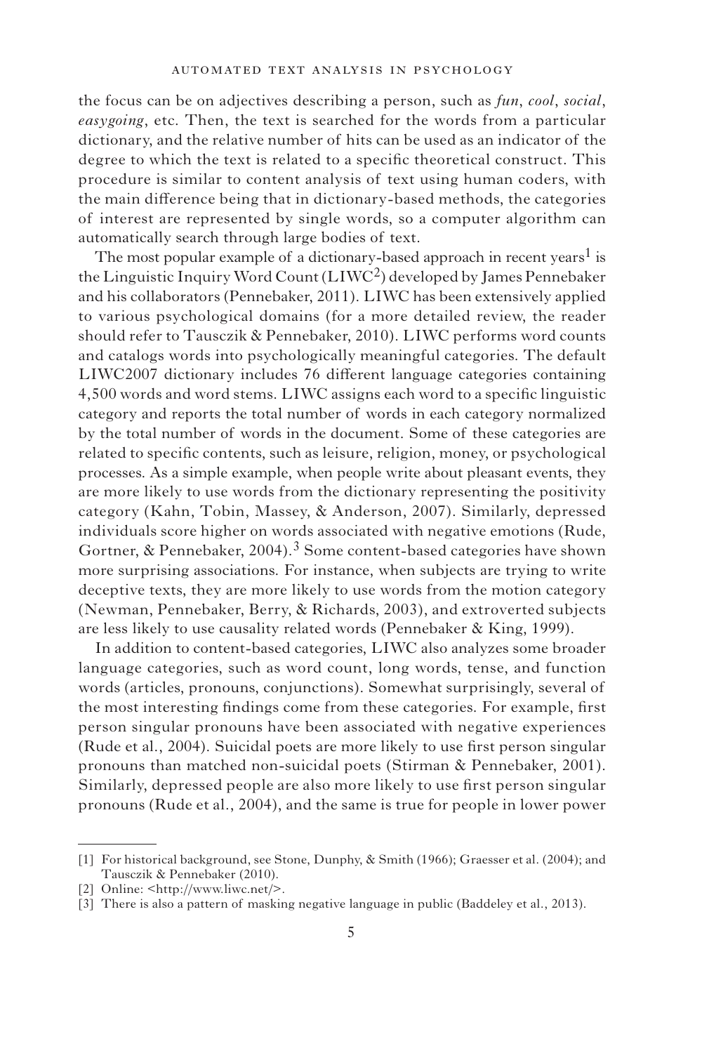the focus can be on adjectives describing a person, such as *fun*, *cool*, *social*, *easygoing*, etc. Then, the text is searched for the words from a particular dictionary, and the relative number of hits can be used as an indicator of the degree to which the text is related to a specific theoretical construct. This procedure is similar to content analysis of text using human coders, with the main difference being that in dictionary-based methods, the categories of interest are represented by single words, so a computer algorithm can automatically search through large bodies of text.

The most popular example of a dictionary-based approach in recent years[1] is the Linguistic Inquiry Word Count (LIWC[2]) developed by James Pennebaker and his collaborators (Pennebaker, 2011). LIWC has been extensively applied to various psychological domains (for a more detailed review, the reader should refer to Tausczik & Pennebaker, 2010). LIWC performs word counts and catalogs words into psychologically meaningful categories. The default LIWC2007 dictionary includes 76 different language categories containing 4,500 words and word stems. LIWC assigns each word to a specific linguistic category and reports the total number of words in each category normalized by the total number of words in the document. Some of these categories are related to specific contents, such as leisure, religion, money, or psychological processes. As a simple example, when people write about pleasant events, they are more likely to use words from the dictionary representing the positivity category (Kahn, Tobin, Massey, & Anderson, 2007). Similarly, depressed individuals score higher on words associated with negative emotions (Rude, Gortner, & Pennebaker, 2004).[3] Some content-based categories have shown more surprising associations. For instance, when subjects are trying to write deceptive texts, they are more likely to use words from the motion category (Newman, Pennebaker, Berry, & Richards, 2003), and extroverted subjects are less likely to use causality related words (Pennebaker & King, 1999).

In addition to content-based categories, LIWC also analyzes some broader language categories, such as word count, long words, tense, and function words (articles, pronouns, conjunctions). Somewhat surprisingly, several of the most interesting findings come from these categories. For example, first person singular pronouns have been associated with negative experiences (Rude et al., 2004). Suicidal poets are more likely to use first person singular pronouns than matched non-suicidal poets (Stirman & Pennebaker, 2001). Similarly, depressed people are also more likely to use first person singular pronouns (Rude et al., 2004), and the same is true for people in lower power

[1] For historical background, see Stone, Dunphy, & Smith (1966); Graesser et al. (2004); and Tausczik & Pennebaker (2010).

[2] Online: <http://www.liwc.net/>.

[3] There is also a pattern of masking negative language in public (Baddeley et al., 2013).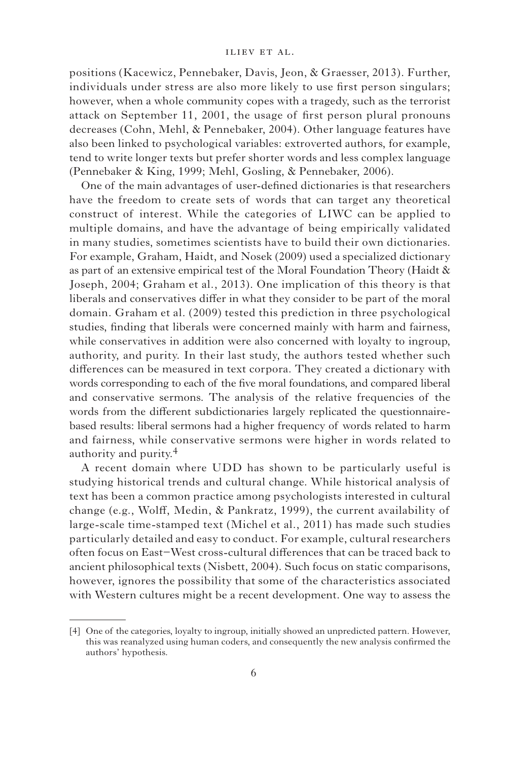positions (Kacewicz, Pennebaker, Davis, Jeon, & Graesser, 2013). Further, individuals under stress are also more likely to use first person singulars; however, when a whole community copes with a tragedy, such as the terrorist attack on September 11, 2001, the usage of first person plural pronouns decreases (Cohn, Mehl, & Pennebaker, 2004). Other language features have also been linked to psychological variables: extroverted authors, for example, tend to write longer texts but prefer shorter words and less complex language (Pennebaker & King, 1999; Mehl, Gosling, & Pennebaker, 2006).

One of the main advantages of user-defined dictionaries is that researchers have the freedom to create sets of words that can target any theoretical construct of interest. While the categories of LIWC can be applied to multiple domains, and have the advantage of being empirically validated in many studies, sometimes scientists have to build their own dictionaries. For example, Graham, Haidt, and Nosek (2009) used a specialized dictionary as part of an extensive empirical test of the Moral Foundation Theory (Haidt & Joseph, 2004; Graham et al., 2013). One implication of this theory is that liberals and conservatives differ in what they consider to be part of the moral domain. Graham et al. (2009) tested this prediction in three psychological studies, finding that liberals were concerned mainly with harm and fairness, while conservatives in addition were also concerned with loyalty to ingroup, authority, and purity. In their last study, the authors tested whether such differences can be measured in text corpora. They created a dictionary with words corresponding to each of the five moral foundations, and compared liberal and conservative sermons. The analysis of the relative frequencies of the words from the different subdictionaries largely replicated the questionnaire-based results: liberal sermons had a higher frequency of words related to harm and fairness, while conservative sermons were higher in words related to authority and purity.[4]

A recent domain where UDD has shown to be particularly useful is studying historical trends and cultural change. While historical analysis of text has been a common practice among psychologists interested in cultural change (e.g., Wolff, Medin, & Pankratz, 1999), the current availability of large-scale time-stamped text (Michel et al., 2011) has made such studies particularly detailed and easy to conduct. For example, cultural researchers often focus on East–West cross-cultural differences that can be traced back to ancient philosophical texts (Nisbett, 2004). Such focus on static comparisons, however, ignores the possibility that some of the characteristics associated with Western cultures might be a recent development. One way to assess the

[4] One of the categories, loyalty to ingroup, initially showed an unpredicted pattern. However, this was reanalyzed using human coders, and consequently the new analysis confirmed the authors' hypothesis.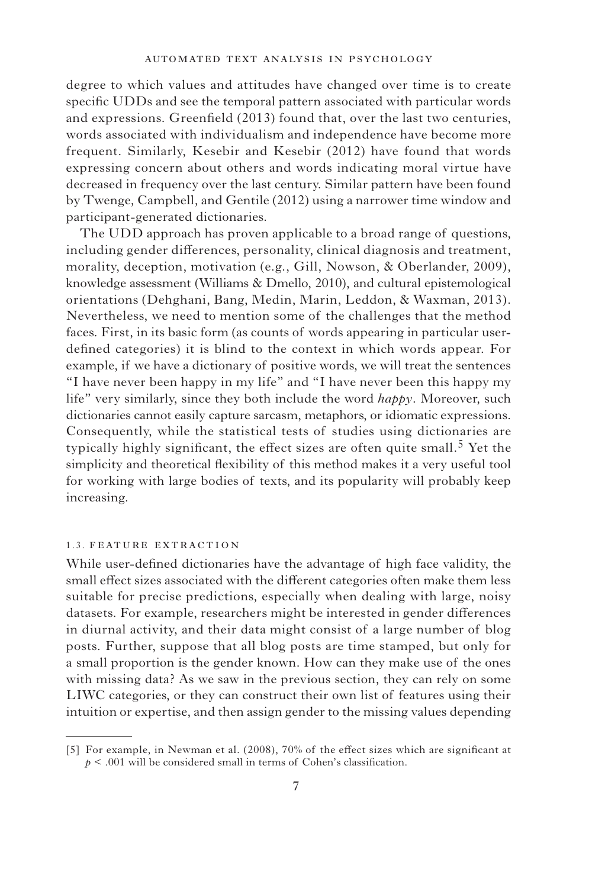degree to which values and attitudes have changed over time is to create specific UDDs and see the temporal pattern associated with particular words and expressions. Greenfield (2013) found that, over the last two centuries, words associated with individualism and independence have become more frequent. Similarly, Kesebir and Kesebir (2012) have found that words expressing concern about others and words indicating moral virtue have decreased in frequency over the last century. Similar pattern have been found by Twenge, Campbell, and Gentile (2012) using a narrower time window and participant-generated dictionaries.

The UDD approach has proven applicable to a broad range of questions, including gender differences, personality, clinical diagnosis and treatment, morality, deception, motivation (e.g., Gill, Nowson, & Oberlander, 2009), knowledge assessment (Williams & Dmello, 2010), and cultural epistemological orientations (Dehghani, Bang, Medin, Marin, Leddon, & Waxman, 2013). Nevertheless, we need to mention some of the challenges that the method faces. First, in its basic form (as counts of words appearing in particular user-defined categories) it is blind to the context in which words appear. For example, if we have a dictionary of positive words, we will treat the sentences "I have never been happy in my life" and "I have never been this happy my life" very similarly, since they both include the word *happy*. Moreover, such dictionaries cannot easily capture sarcasm, metaphors, or idiomatic expressions. Consequently, while the statistical tests of studies using dictionaries are typically highly significant, the effect sizes are often quite small.[5] Yet the simplicity and theoretical flexibility of this method makes it a very useful tool for working with large bodies of texts, and its popularity will probably keep increasing.

### 1.3. Feature extraction

While user-defined dictionaries have the advantage of high face validity, the small effect sizes associated with the different categories often make them less suitable for precise predictions, especially when dealing with large, noisy datasets. For example, researchers might be interested in gender differences in diurnal activity, and their data might consist of a large number of blog posts. Further, suppose that all blog posts are time stamped, but only for a small proportion is the gender known. How can they make use of the ones with missing data? As we saw in the previous section, they can rely on some LIWC categories, or they can construct their own list of features using their intuition or expertise, and then assign gender to the missing values depending

[5] For example, in Newman et al. (2008), 70% of the effect sizes which are significant at $p < .001$ will be considered small in terms of Cohen's classification.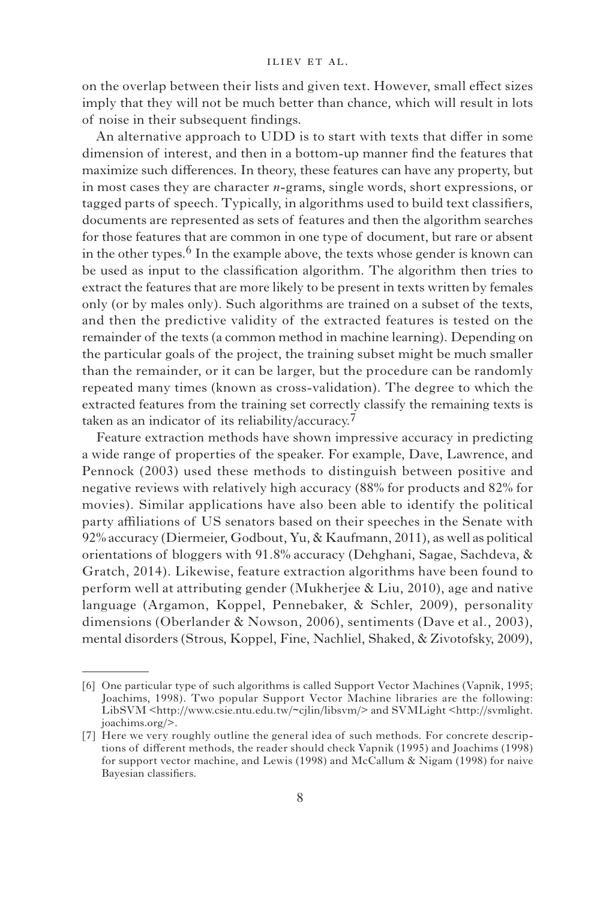on the overlap between their lists and given text. However, small effect sizes imply that they will not be much better than chance, which will result in lots of noise in their subsequent findings.

An alternative approach to UDD is to start with texts that differ in some dimension of interest, and then in a bottom-up manner find the features that maximize such differences. In theory, these features can have any property, but in most cases they are character *n*-grams, single words, short expressions, or tagged parts of speech. Typically, in algorithms used to build text classifiers, documents are represented as sets of features and then the algorithm searches for those features that are common in one type of document, but rare or absent in the other types.[6] In the example above, the texts whose gender is known can be used as input to the classification algorithm. The algorithm then tries to extract the features that are more likely to be present in texts written by females only (or by males only). Such algorithms are trained on a subset of the texts, and then the predictive validity of the extracted features is tested on the remainder of the texts (a common method in machine learning). Depending on the particular goals of the project, the training subset might be much smaller than the remainder, or it can be larger, but the procedure can be randomly repeated many times (known as cross-validation). The degree to which the extracted features from the training set correctly classify the remaining texts is taken as an indicator of its reliability/accuracy.[7]

Feature extraction methods have shown impressive accuracy in predicting a wide range of properties of the speaker. For example, Dave, Lawrence, and Pennock (2003) used these methods to distinguish between positive and negative reviews with relatively high accuracy (88% for products and 82% for movies). Similar applications have also been able to identify the political party affiliations of US senators based on their speeches in the Senate with 92% accuracy (Diermeier, Godbout, Yu, & Kaufmann, 2011), as well as political orientations of bloggers with 91.8% accuracy (Dehghani, Sagae, Sachdeva, & Gratch, 2014). Likewise, feature extraction algorithms have been found to perform well at attributing gender (Mukherjee & Liu, 2010), age and native language (Argamon, Koppel, Pennebaker, & Schler, 2009), personality dimensions (Oberlander & Nowson, 2006), sentiments (Dave et al., 2003), mental disorders (Strous, Koppel, Fine, Nachliel, Shaked, & Zivotofsky, 2009),

---

[6] One particular type of such algorithms is called Support Vector Machines (Vapnik, 1995; Joachims, 1998). Two popular Support Vector Machine libraries are the following: LibSVM <http://www.csie.ntu.edu.tw/~cjlin/libsvm/> and SVMLight <http://svmlight.joachims.org/>.

[7] Here we very roughly outline the general idea of such methods. For concrete descriptions of different methods, the reader should check Vapnik (1995) and Joachims (1998) for support vector machine, and Lewis (1998) and McCallum & Nigam (1998) for naive Bayesian classifiers.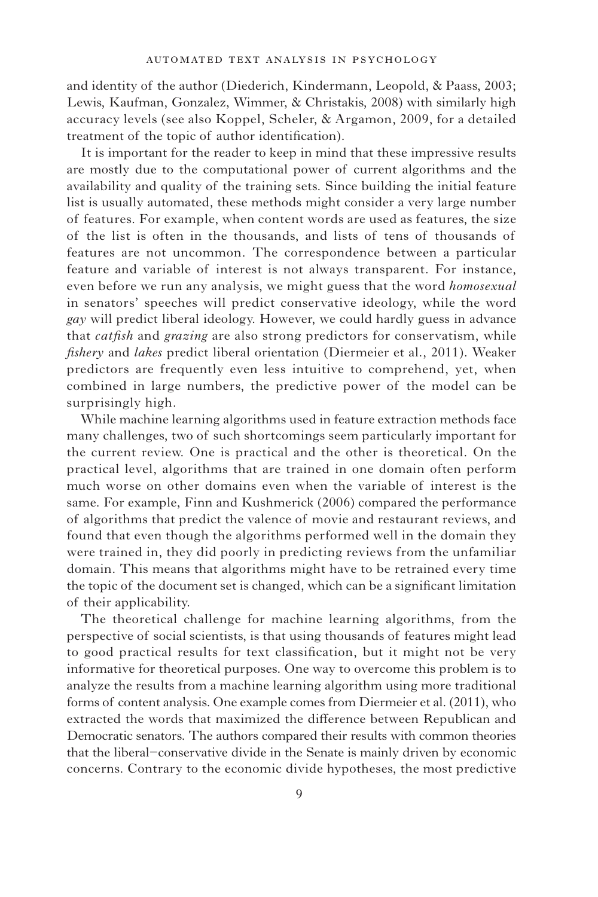and identity of the author (Diederich, Kindermann, Leopold, & Paass, 2003; Lewis, Kaufman, Gonzalez, Wimmer, & Christakis, 2008) with similarly high accuracy levels (see also Koppel, Scheler, & Argamon, 2009, for a detailed treatment of the topic of author identification).

It is important for the reader to keep in mind that these impressive results are mostly due to the computational power of current algorithms and the availability and quality of the training sets. Since building the initial feature list is usually automated, these methods might consider a very large number of features. For example, when content words are used as features, the size of the list is often in the thousands, and lists of tens of thousands of features are not uncommon. The correspondence between a particular feature and variable of interest is not always transparent. For instance, even before we run any analysis, we might guess that the word *homosexual* in senators' speeches will predict conservative ideology, while the word *gay* will predict liberal ideology. However, we could hardly guess in advance that *catfish* and *grazing* are also strong predictors for conservatism, while *fishery* and *lakes* predict liberal orientation (Diermeier et al., 2011). Weaker predictors are frequently even less intuitive to comprehend, yet, when combined in large numbers, the predictive power of the model can be surprisingly high.

While machine learning algorithms used in feature extraction methods face many challenges, two of such shortcomings seem particularly important for the current review. One is practical and the other is theoretical. On the practical level, algorithms that are trained in one domain often perform much worse on other domains even when the variable of interest is the same. For example, Finn and Kushmerick (2006) compared the performance of algorithms that predict the valence of movie and restaurant reviews, and found that even though the algorithms performed well in the domain they were trained in, they did poorly in predicting reviews from the unfamiliar domain. This means that algorithms might have to be retrained every time the topic of the document set is changed, which can be a significant limitation of their applicability.

The theoretical challenge for machine learning algorithms, from the perspective of social scientists, is that using thousands of features might lead to good practical results for text classification, but it might not be very informative for theoretical purposes. One way to overcome this problem is to analyze the results from a machine learning algorithm using more traditional forms of content analysis. One example comes from Diermeier et al. (2011), who extracted the words that maximized the difference between Republican and Democratic senators. The authors compared their results with common theories that the liberal–conservative divide in the Senate is mainly driven by economic concerns. Contrary to the economic divide hypotheses, the most predictive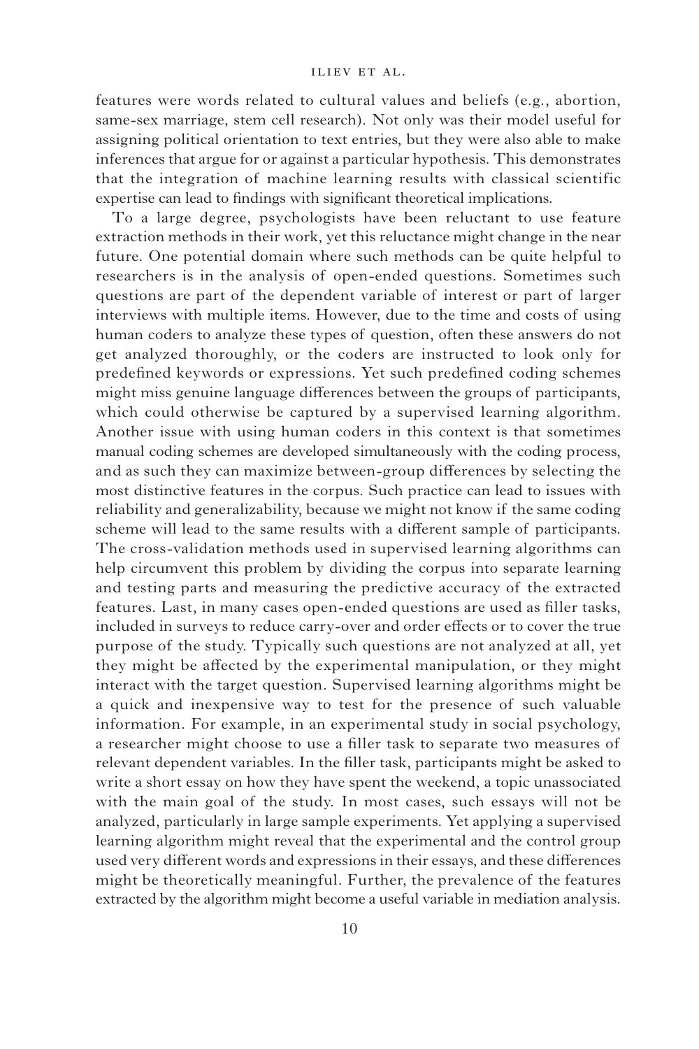features were words related to cultural values and beliefs (e.g., abortion, same-sex marriage, stem cell research). Not only was their model useful for assigning political orientation to text entries, but they were also able to make inferences that argue for or against a particular hypothesis. This demonstrates that the integration of machine learning results with classical scientific expertise can lead to findings with significant theoretical implications.

To a large degree, psychologists have been reluctant to use feature extraction methods in their work, yet this reluctance might change in the near future. One potential domain where such methods can be quite helpful to researchers is in the analysis of open-ended questions. Sometimes such questions are part of the dependent variable of interest or part of larger interviews with multiple items. However, due to the time and costs of using human coders to analyze these types of question, often these answers do not get analyzed thoroughly, or the coders are instructed to look only for predefined keywords or expressions. Yet such predefined coding schemes might miss genuine language differences between the groups of participants, which could otherwise be captured by a supervised learning algorithm. Another issue with using human coders in this context is that sometimes manual coding schemes are developed simultaneously with the coding process, and as such they can maximize between-group differences by selecting the most distinctive features in the corpus. Such practice can lead to issues with reliability and generalizability, because we might not know if the same coding scheme will lead to the same results with a different sample of participants. The cross-validation methods used in supervised learning algorithms can help circumvent this problem by dividing the corpus into separate learning and testing parts and measuring the predictive accuracy of the extracted features. Last, in many cases open-ended questions are used as filler tasks, included in surveys to reduce carry-over and order effects or to cover the true purpose of the study. Typically such questions are not analyzed at all, yet they might be affected by the experimental manipulation, or they might interact with the target question. Supervised learning algorithms might be a quick and inexpensive way to test for the presence of such valuable information. For example, in an experimental study in social psychology, a researcher might choose to use a filler task to separate two measures of relevant dependent variables. In the filler task, participants might be asked to write a short essay on how they have spent the weekend, a topic unassociated with the main goal of the study. In most cases, such essays will not be analyzed, particularly in large sample experiments. Yet applying a supervised learning algorithm might reveal that the experimental and the control group used very different words and expressions in their essays, and these differences might be theoretically meaningful. Further, the prevalence of the features extracted by the algorithm might become a useful variable in mediation analysis.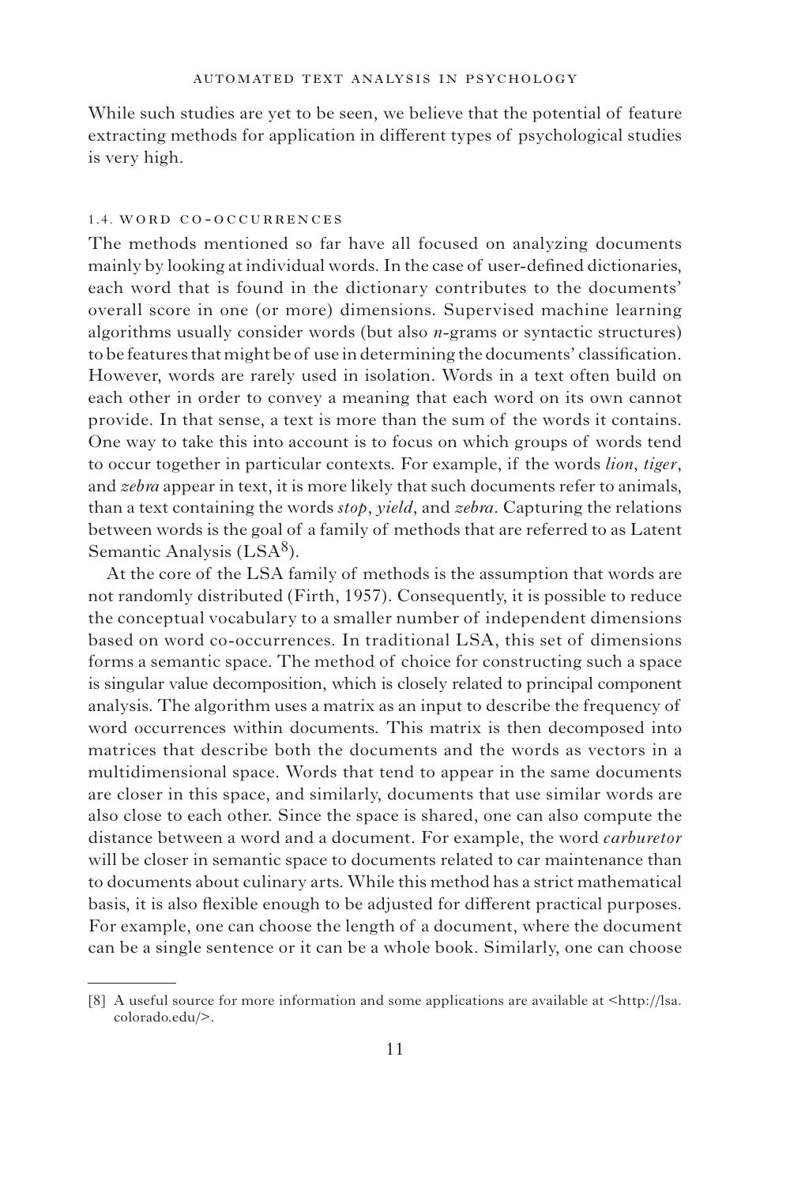While such studies are yet to be seen, we believe that the potential of feature extracting methods for application in different types of psychological studies is very high.

### 1.4. Word co-occurrences

The methods mentioned so far have all focused on analyzing documents mainly by looking at individual words. In the case of user-defined dictionaries, each word that is found in the dictionary contributes to the documents' overall score in one (or more) dimensions. Supervised machine learning algorithms usually consider words (but also *n*-grams or syntactic structures) to be features that might be of use in determining the documents' classification. However, words are rarely used in isolation. Words in a text often build on each other in order to convey a meaning that each word on its own cannot provide. In that sense, a text is more than the sum of the words it contains. One way to take this into account is to focus on which groups of words tend to occur together in particular contexts. For example, if the words *lion*, *tiger*, and *zebra* appear in text, it is more likely that such documents refer to animals, than a text containing the words *stop*, *yield*, and *zebra*. Capturing the relations between words is the goal of a family of methods that are referred to as Latent Semantic Analysis (LSA[8]).

At the core of the LSA family of methods is the assumption that words are not randomly distributed (Firth, 1957). Consequently, it is possible to reduce the conceptual vocabulary to a smaller number of independent dimensions based on word co-occurrences. In traditional LSA, this set of dimensions forms a semantic space. The method of choice for constructing such a space is singular value decomposition, which is closely related to principal component analysis. The algorithm uses a matrix as an input to describe the frequency of word occurrences within documents. This matrix is then decomposed into matrices that describe both the documents and the words as vectors in a multidimensional space. Words that tend to appear in the same documents are closer in this space, and similarly, documents that use similar words are also close to each other. Since the space is shared, one can also compute the distance between a word and a document. For example, the word *carburetor* will be closer in semantic space to documents related to car maintenance than to documents about culinary arts. While this method has a strict mathematical basis, it is also flexible enough to be adjusted for different practical purposes. For example, one can choose the length of a document, where the document can be a single sentence or it can be a whole book. Similarly, one can choose

[8] A useful source for more information and some applications are available at <http://lsa.colorado.edu/>.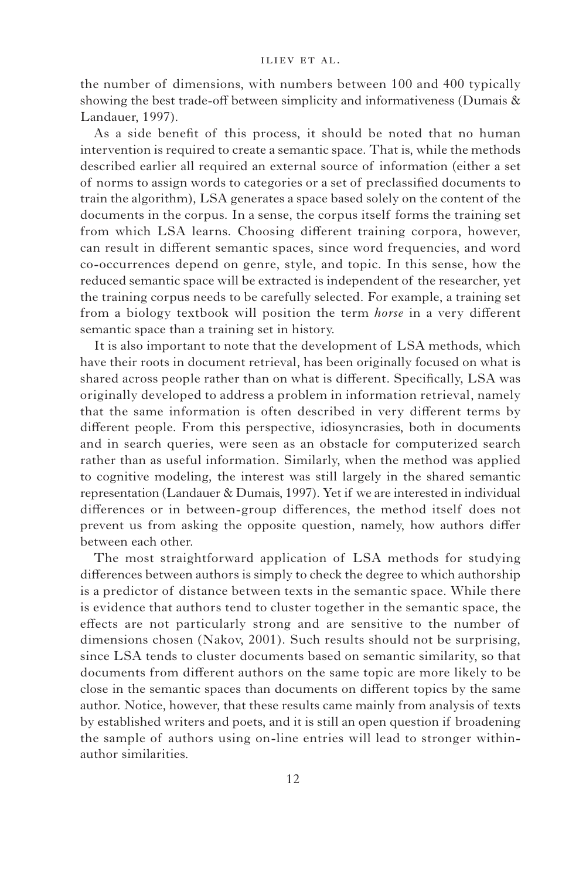the number of dimensions, with numbers between 100 and 400 typically showing the best trade-off between simplicity and informativeness (Dumais & Landauer, 1997).

As a side benefit of this process, it should be noted that no human intervention is required to create a semantic space. That is, while the methods described earlier all required an external source of information (either a set of norms to assign words to categories or a set of preclassified documents to train the algorithm), LSA generates a space based solely on the content of the documents in the corpus. In a sense, the corpus itself forms the training set from which LSA learns. Choosing different training corpora, however, can result in different semantic spaces, since word frequencies, and word co-occurrences depend on genre, style, and topic. In this sense, how the reduced semantic space will be extracted is independent of the researcher, yet the training corpus needs to be carefully selected. For example, a training set from a biology textbook will position the term *horse* in a very different semantic space than a training set in history.

It is also important to note that the development of LSA methods, which have their roots in document retrieval, has been originally focused on what is shared across people rather than on what is different. Specifically, LSA was originally developed to address a problem in information retrieval, namely that the same information is often described in very different terms by different people. From this perspective, idiosyncrasies, both in documents and in search queries, were seen as an obstacle for computerized search rather than as useful information. Similarly, when the method was applied to cognitive modeling, the interest was still largely in the shared semantic representation (Landauer & Dumais, 1997). Yet if we are interested in individual differences or in between-group differences, the method itself does not prevent us from asking the opposite question, namely, how authors differ between each other.

The most straightforward application of LSA methods for studying differences between authors is simply to check the degree to which authorship is a predictor of distance between texts in the semantic space. While there is evidence that authors tend to cluster together in the semantic space, the effects are not particularly strong and are sensitive to the number of dimensions chosen (Nakov, 2001). Such results should not be surprising, since LSA tends to cluster documents based on semantic similarity, so that documents from different authors on the same topic are more likely to be close in the semantic spaces than documents on different topics by the same author. Notice, however, that these results came mainly from analysis of texts by established writers and poets, and it is still an open question if broadening the sample of authors using on-line entries will lead to stronger within-author similarities.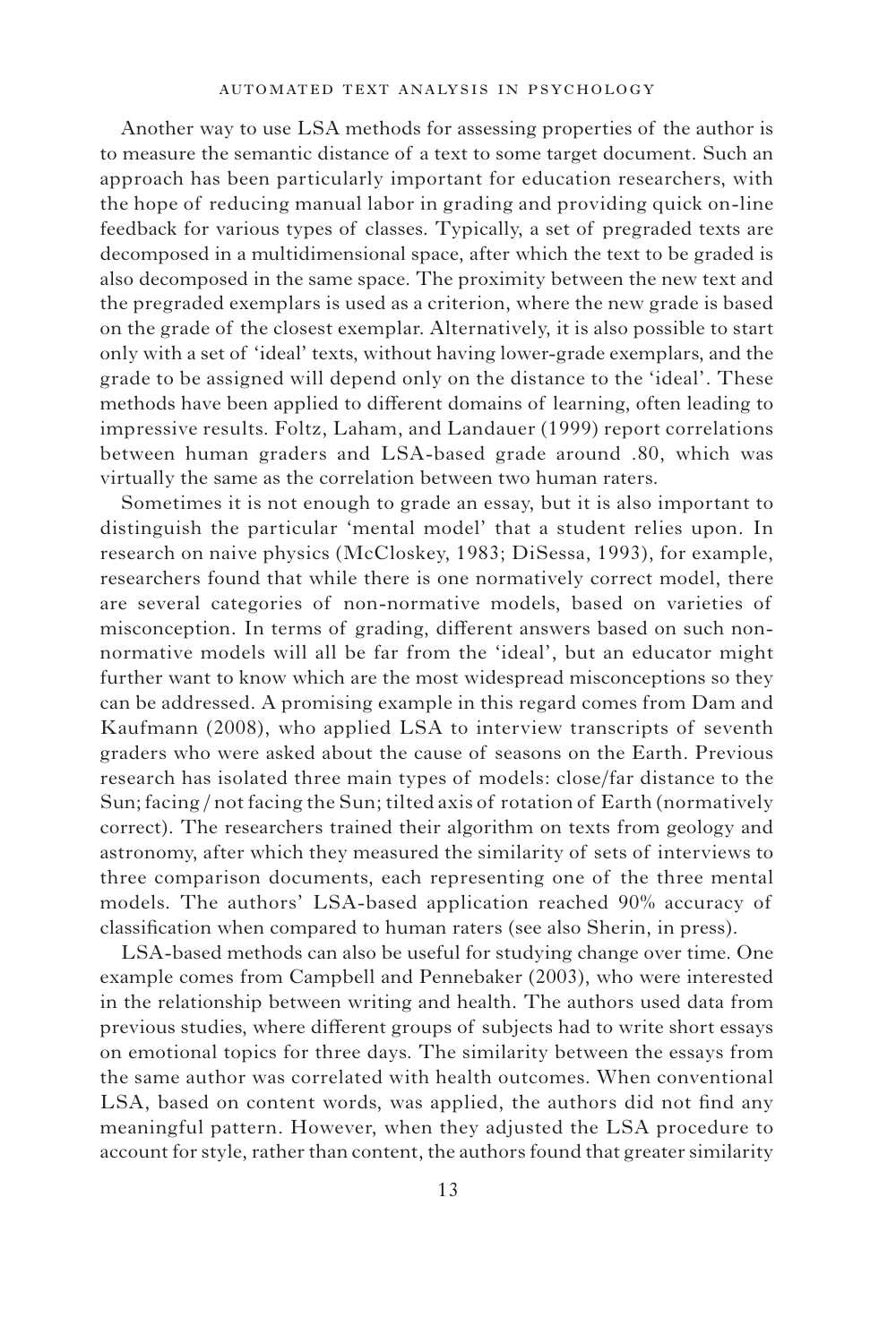Another way to use LSA methods for assessing properties of the author is to measure the semantic distance of a text to some target document. Such an approach has been particularly important for education researchers, with the hope of reducing manual labor in grading and providing quick on-line feedback for various types of classes. Typically, a set of pregraded texts are decomposed in a multidimensional space, after which the text to be graded is also decomposed in the same space. The proximity between the new text and the pregraded exemplars is used as a criterion, where the new grade is based on the grade of the closest exemplar. Alternatively, it is also possible to start only with a set of 'ideal' texts, without having lower-grade exemplars, and the grade to be assigned will depend only on the distance to the 'ideal'. These methods have been applied to different domains of learning, often leading to impressive results. Foltz, Laham, and Landauer (1999) report correlations between human graders and LSA-based grade around .80, which was virtually the same as the correlation between two human raters.

Sometimes it is not enough to grade an essay, but it is also important to distinguish the particular 'mental model' that a student relies upon. In research on naive physics (McCloskey, 1983; DiSessa, 1993), for example, researchers found that while there is one normatively correct model, there are several categories of non-normative models, based on varieties of misconception. In terms of grading, different answers based on such non-normative models will all be far from the 'ideal', but an educator might further want to know which are the most widespread misconceptions so they can be addressed. A promising example in this regard comes from Dam and Kaufmann (2008), who applied LSA to interview transcripts of seventh graders who were asked about the cause of seasons on the Earth. Previous research has isolated three main types of models: close/far distance to the Sun; facing / not facing the Sun; tilted axis of rotation of Earth (normatively correct). The researchers trained their algorithm on texts from geology and astronomy, after which they measured the similarity of sets of interviews to three comparison documents, each representing one of the three mental models. The authors' LSA-based application reached 90% accuracy of classification when compared to human raters (see also Sherin, in press).

LSA-based methods can also be useful for studying change over time. One example comes from Campbell and Pennebaker (2003), who were interested in the relationship between writing and health. The authors used data from previous studies, where different groups of subjects had to write short essays on emotional topics for three days. The similarity between the essays from the same author was correlated with health outcomes. When conventional LSA, based on content words, was applied, the authors did not find any meaningful pattern. However, when they adjusted the LSA procedure to account for style, rather than content, the authors found that greater similarity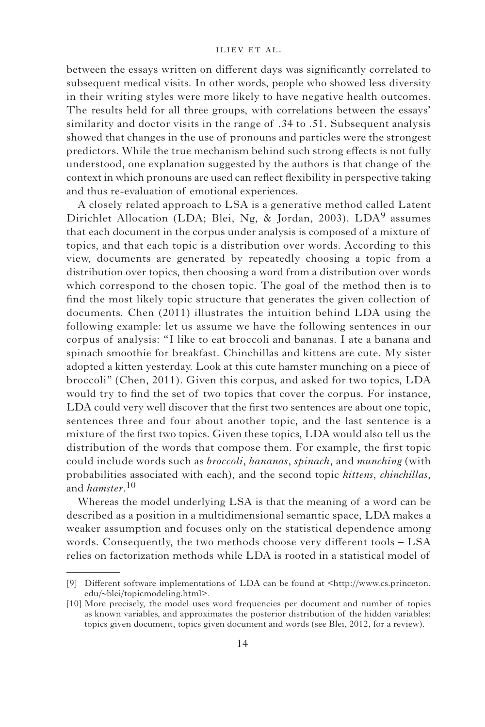between the essays written on different days was significantly correlated to subsequent medical visits. In other words, people who showed less diversity in their writing styles were more likely to have negative health outcomes. The results held for all three groups, with correlations between the essays' similarity and doctor visits in the range of .34 to .51. Subsequent analysis showed that changes in the use of pronouns and particles were the strongest predictors. While the true mechanism behind such strong effects is not fully understood, one explanation suggested by the authors is that change of the context in which pronouns are used can reflect flexibility in perspective taking and thus re-evaluation of emotional experiences.

A closely related approach to LSA is a generative method called Latent Dirichlet Allocation (LDA; Blei, Ng, & Jordan, 2003). LDA[9] assumes that each document in the corpus under analysis is composed of a mixture of topics, and that each topic is a distribution over words. According to this view, documents are generated by repeatedly choosing a topic from a distribution over topics, then choosing a word from a distribution over words which correspond to the chosen topic. The goal of the method then is to find the most likely topic structure that generates the given collection of documents. Chen (2011) illustrates the intuition behind LDA using the following example: let us assume we have the following sentences in our corpus of analysis: "I like to eat broccoli and bananas. I ate a banana and spinach smoothie for breakfast. Chinchillas and kittens are cute. My sister adopted a kitten yesterday. Look at this cute hamster munching on a piece of broccoli" (Chen, 2011). Given this corpus, and asked for two topics, LDA would try to find the set of two topics that cover the corpus. For instance, LDA could very well discover that the first two sentences are about one topic, sentences three and four about another topic, and the last sentence is a mixture of the first two topics. Given these topics, LDA would also tell us the distribution of the words that compose them. For example, the first topic could include words such as *broccoli*, *bananas*, *spinach*, and *munching* (with probabilities associated with each), and the second topic *kittens*, *chinchillas*, and *hamster*.[10]

Whereas the model underlying LSA is that the meaning of a word can be described as a position in a multidimensional semantic space, LDA makes a weaker assumption and focuses only on the statistical dependence among words. Consequently, the two methods choose very different tools – LSA relies on factorization methods while LDA is rooted in a statistical model of

---

[9] Different software implementations of LDA can be found at <http://www.cs.princeton.edu/~blei/topicmodeling.html>.

[10] More precisely, the model uses word frequencies per document and number of topics as known variables, and approximates the posterior distribution of the hidden variables: topics given document, topics given document and words (see Blei, 2012, for a review).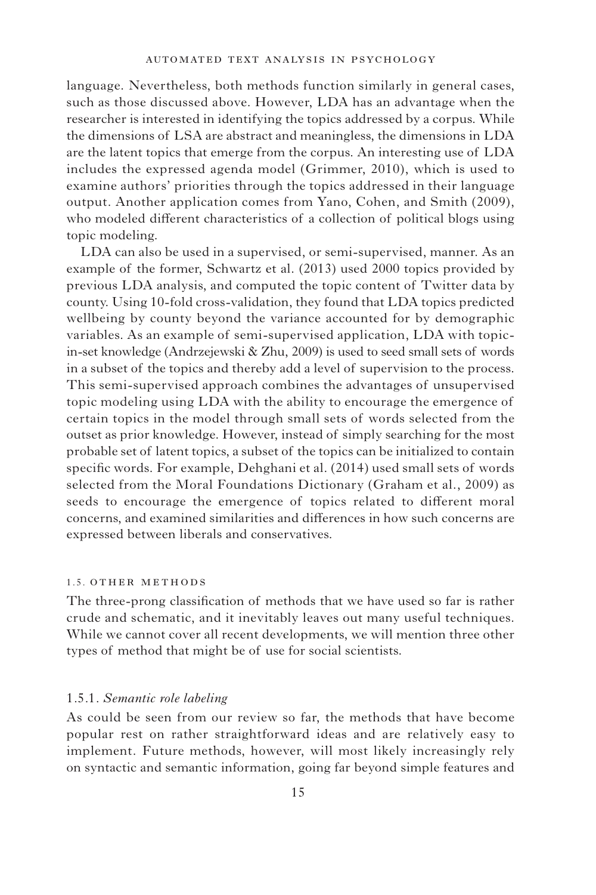language. Nevertheless, both methods function similarly in general cases, such as those discussed above. However, LDA has an advantage when the researcher is interested in identifying the topics addressed by a corpus. While the dimensions of LSA are abstract and meaningless, the dimensions in LDA are the latent topics that emerge from the corpus. An interesting use of LDA includes the expressed agenda model (Grimmer, 2010), which is used to examine authors' priorities through the topics addressed in their language output. Another application comes from Yano, Cohen, and Smith (2009), who modeled different characteristics of a collection of political blogs using topic modeling.

LDA can also be used in a supervised, or semi-supervised, manner. As an example of the former, Schwartz et al. (2013) used 2000 topics provided by previous LDA analysis, and computed the topic content of Twitter data by county. Using 10-fold cross-validation, they found that LDA topics predicted wellbeing by county beyond the variance accounted for by demographic variables. As an example of semi-supervised application, LDA with topic-in-set knowledge (Andrzejewski & Zhu, 2009) is used to seed small sets of words in a subset of the topics and thereby add a level of supervision to the process. This semi-supervised approach combines the advantages of unsupervised topic modeling using LDA with the ability to encourage the emergence of certain topics in the model through small sets of words selected from the outset as prior knowledge. However, instead of simply searching for the most probable set of latent topics, a subset of the topics can be initialized to contain specific words. For example, Dehghani et al. (2014) used small sets of words selected from the Moral Foundations Dictionary (Graham et al., 2009) as seeds to encourage the emergence of topics related to different moral concerns, and examined similarities and differences in how such concerns are expressed between liberals and conservatives.

## 1.5. Other methods

The three-prong classification of methods that we have used so far is rather crude and schematic, and it inevitably leaves out many useful techniques. While we cannot cover all recent developments, we will mention three other types of method that might be of use for social scientists.

### 1.5.1. *Semantic role labeling*

As could be seen from our review so far, the methods that have become popular rest on rather straightforward ideas and are relatively easy to implement. Future methods, however, will most likely increasingly rely on syntactic and semantic information, going far beyond simple features and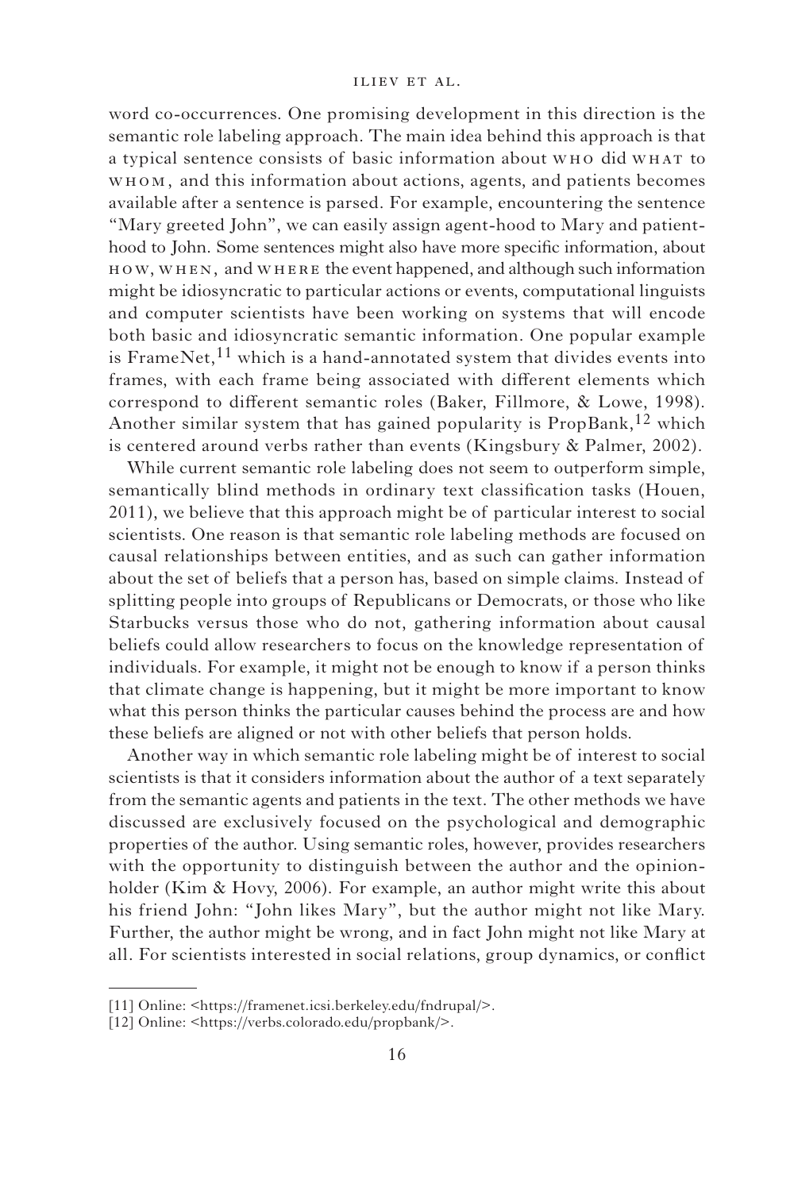word co-occurrences. One promising development in this direction is the semantic role labeling approach. The main idea behind this approach is that a typical sentence consists of basic information about WHO did WHAT to WHOM, and this information about actions, agents, and patients becomes available after a sentence is parsed. For example, encountering the sentence "Mary greeted John", we can easily assign agent-hood to Mary and patient-hood to John. Some sentences might also have more specific information, about HOW, WHEN, and WHERE the event happened, and although such information might be idiosyncratic to particular actions or events, computational linguists and computer scientists have been working on systems that will encode both basic and idiosyncratic semantic information. One popular example is FrameNet,[11] which is a hand-annotated system that divides events into frames, with each frame being associated with different elements which correspond to different semantic roles (Baker, Fillmore, & Lowe, 1998). Another similar system that has gained popularity is PropBank,[12] which is centered around verbs rather than events (Kingsbury & Palmer, 2002).

While current semantic role labeling does not seem to outperform simple, semantically blind methods in ordinary text classification tasks (Houen, 2011), we believe that this approach might be of particular interest to social scientists. One reason is that semantic role labeling methods are focused on causal relationships between entities, and as such can gather information about the set of beliefs that a person has, based on simple claims. Instead of splitting people into groups of Republicans or Democrats, or those who like Starbucks versus those who do not, gathering information about causal beliefs could allow researchers to focus on the knowledge representation of individuals. For example, it might not be enough to know if a person thinks that climate change is happening, but it might be more important to know what this person thinks the particular causes behind the process are and how these beliefs are aligned or not with other beliefs that person holds.

Another way in which semantic role labeling might be of interest to social scientists is that it considers information about the author of a text separately from the semantic agents and patients in the text. The other methods we have discussed are exclusively focused on the psychological and demographic properties of the author. Using semantic roles, however, provides researchers with the opportunity to distinguish between the author and the opinion-holder (Kim & Hovy, 2006). For example, an author might write this about his friend John: "John likes Mary", but the author might not like Mary. Further, the author might be wrong, and in fact John might not like Mary at all. For scientists interested in social relations, group dynamics, or conflict

[11] Online: <https://framenet.icsi.berkeley.edu/fndrupal/>.

[12] Online: <https://verbs.colorado.edu/propbank/>.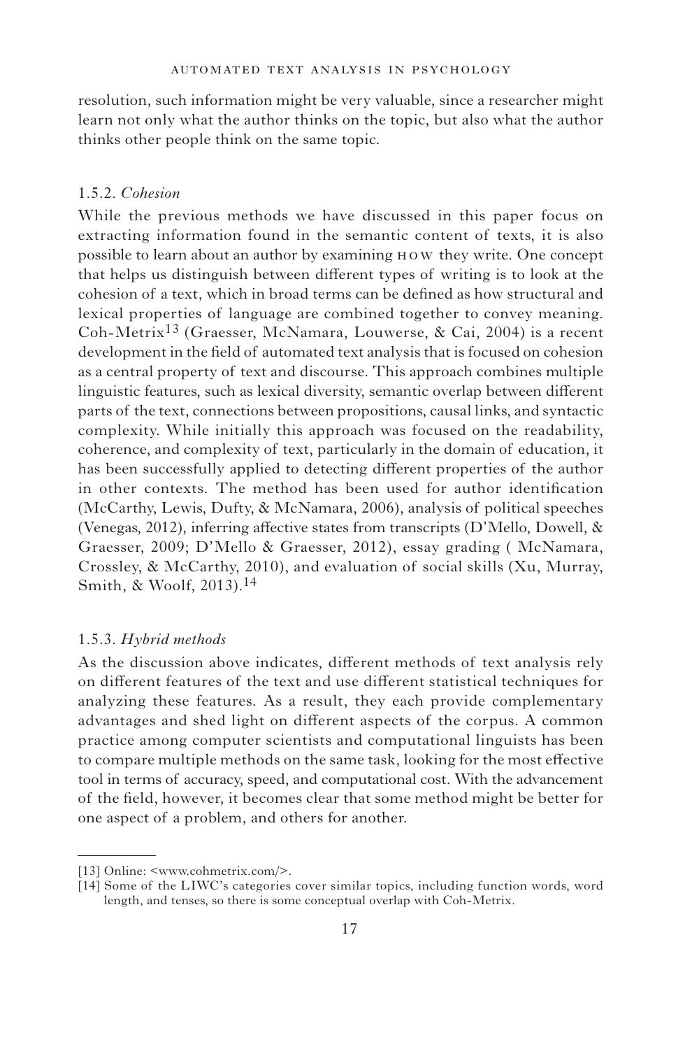resolution, such information might be very valuable, since a researcher might learn not only what the author thinks on the topic, but also what the author thinks other people think on the same topic.

### 1.5.2. *Cohesion*

While the previous methods we have discussed in this paper focus on extracting information found in the semantic content of texts, it is also possible to learn about an author by examining HOW they write. One concept that helps us distinguish between different types of writing is to look at the cohesion of a text, which in broad terms can be defined as how structural and lexical properties of language are combined together to convey meaning. Coh-Metrix[13] (Graesser, McNamara, Louwerse, & Cai, 2004) is a recent development in the field of automated text analysis that is focused on cohesion as a central property of text and discourse. This approach combines multiple linguistic features, such as lexical diversity, semantic overlap between different parts of the text, connections between propositions, causal links, and syntactic complexity. While initially this approach was focused on the readability, coherence, and complexity of text, particularly in the domain of education, it has been successfully applied to detecting different properties of the author in other contexts. The method has been used for author identification (McCarthy, Lewis, Dufty, & McNamara, 2006), analysis of political speeches (Venegas, 2012), inferring affective states from transcripts (D'Mello, Dowell, & Graesser, 2009; D'Mello & Graesser, 2012), essay grading ( McNamara, Crossley, & McCarthy, 2010), and evaluation of social skills (Xu, Murray, Smith, & Woolf, 2013).[14]

### 1.5.3. *Hybrid methods*

As the discussion above indicates, different methods of text analysis rely on different features of the text and use different statistical techniques for analyzing these features. As a result, they each provide complementary advantages and shed light on different aspects of the corpus. A common practice among computer scientists and computational linguists has been to compare multiple methods on the same task, looking for the most effective tool in terms of accuracy, speed, and computational cost. With the advancement of the field, however, it becomes clear that some method might be better for one aspect of a problem, and others for another.

---

[13] Online: <www.cohmetrix.com/>.

[14] Some of the LIWC's categories cover similar topics, including function words, word length, and tenses, so there is some conceptual overlap with Coh-Metrix.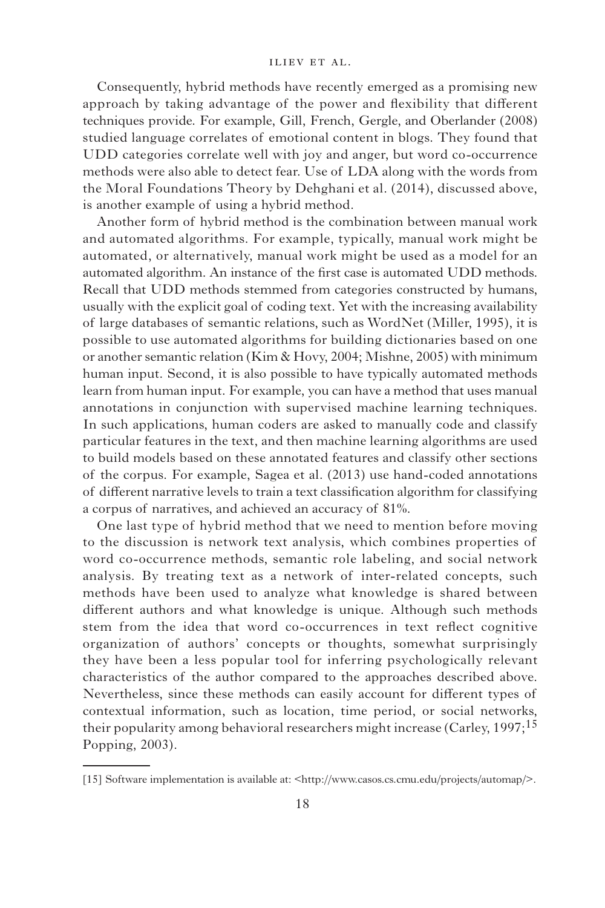Consequently, hybrid methods have recently emerged as a promising new approach by taking advantage of the power and flexibility that different techniques provide. For example, Gill, French, Gergle, and Oberlander (2008) studied language correlates of emotional content in blogs. They found that UDD categories correlate well with joy and anger, but word co-occurrence methods were also able to detect fear. Use of LDA along with the words from the Moral Foundations Theory by Dehghani et al. (2014), discussed above, is another example of using a hybrid method.

Another form of hybrid method is the combination between manual work and automated algorithms. For example, typically, manual work might be automated, or alternatively, manual work might be used as a model for an automated algorithm. An instance of the first case is automated UDD methods. Recall that UDD methods stemmed from categories constructed by humans, usually with the explicit goal of coding text. Yet with the increasing availability of large databases of semantic relations, such as WordNet (Miller, 1995), it is possible to use automated algorithms for building dictionaries based on one or another semantic relation (Kim & Hovy, 2004; Mishne, 2005) with minimum human input. Second, it is also possible to have typically automated methods learn from human input. For example, you can have a method that uses manual annotations in conjunction with supervised machine learning techniques. In such applications, human coders are asked to manually code and classify particular features in the text, and then machine learning algorithms are used to build models based on these annotated features and classify other sections of the corpus. For example, Sagea et al. (2013) use hand-coded annotations of different narrative levels to train a text classification algorithm for classifying a corpus of narratives, and achieved an accuracy of 81%.

One last type of hybrid method that we need to mention before moving to the discussion is network text analysis, which combines properties of word co-occurrence methods, semantic role labeling, and social network analysis. By treating text as a network of inter-related concepts, such methods have been used to analyze what knowledge is shared between different authors and what knowledge is unique. Although such methods stem from the idea that word co-occurrences in text reflect cognitive organization of authors' concepts or thoughts, somewhat surprisingly they have been a less popular tool for inferring psychologically relevant characteristics of the author compared to the approaches described above. Nevertheless, since these methods can easily account for different types of contextual information, such as location, time period, or social networks, their popularity among behavioral researchers might increase (Carley, 1997;[15] Popping, 2003).

[15] Software implementation is available at: <http://www.casos.cs.cmu.edu/projects/automap/>.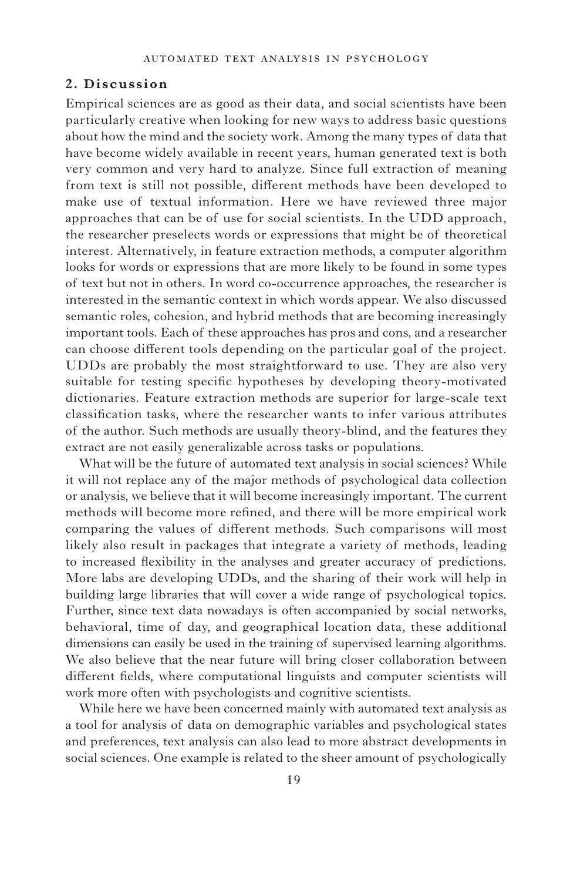## 2. Discussion

Empirical sciences are as good as their data, and social scientists have been particularly creative when looking for new ways to address basic questions about how the mind and the society work. Among the many types of data that have become widely available in recent years, human generated text is both very common and very hard to analyze. Since full extraction of meaning from text is still not possible, different methods have been developed to make use of textual information. Here we have reviewed three major approaches that can be of use for social scientists. In the UDD approach, the researcher preselects words or expressions that might be of theoretical interest. Alternatively, in feature extraction methods, a computer algorithm looks for words or expressions that are more likely to be found in some types of text but not in others. In word co-occurrence approaches, the researcher is interested in the semantic context in which words appear. We also discussed semantic roles, cohesion, and hybrid methods that are becoming increasingly important tools. Each of these approaches has pros and cons, and a researcher can choose different tools depending on the particular goal of the project. UDDs are probably the most straightforward to use. They are also very suitable for testing specific hypotheses by developing theory-motivated dictionaries. Feature extraction methods are superior for large-scale text classification tasks, where the researcher wants to infer various attributes of the author. Such methods are usually theory-blind, and the features they extract are not easily generalizable across tasks or populations.

What will be the future of automated text analysis in social sciences? While it will not replace any of the major methods of psychological data collection or analysis, we believe that it will become increasingly important. The current methods will become more refined, and there will be more empirical work comparing the values of different methods. Such comparisons will most likely also result in packages that integrate a variety of methods, leading to increased flexibility in the analyses and greater accuracy of predictions. More labs are developing UDDs, and the sharing of their work will help in building large libraries that will cover a wide range of psychological topics. Further, since text data nowadays is often accompanied by social networks, behavioral, time of day, and geographical location data, these additional dimensions can easily be used in the training of supervised learning algorithms. We also believe that the near future will bring closer collaboration between different fields, where computational linguists and computer scientists will work more often with psychologists and cognitive scientists.

While here we have been concerned mainly with automated text analysis as a tool for analysis of data on demographic variables and psychological states and preferences, text analysis can also lead to more abstract developments in social sciences. One example is related to the sheer amount of psychologically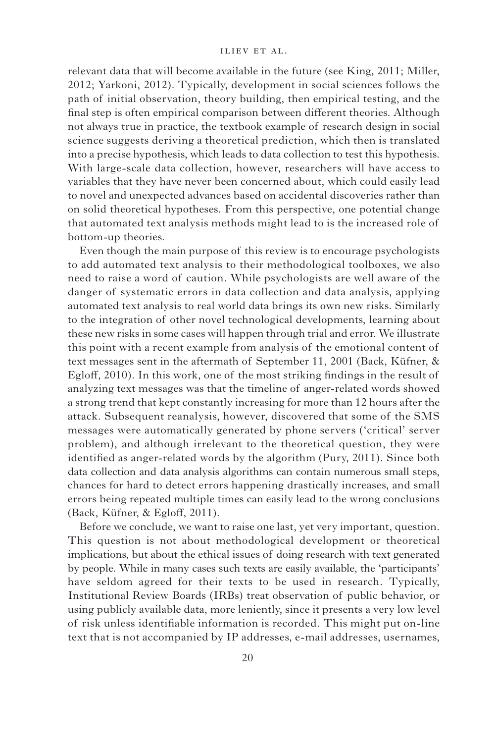relevant data that will become available in the future (see King, 2011; Miller, 2012; Yarkoni, 2012). Typically, development in social sciences follows the path of initial observation, theory building, then empirical testing, and the final step is often empirical comparison between different theories. Although not always true in practice, the textbook example of research design in social science suggests deriving a theoretical prediction, which then is translated into a precise hypothesis, which leads to data collection to test this hypothesis. With large-scale data collection, however, researchers will have access to variables that they have never been concerned about, which could easily lead to novel and unexpected advances based on accidental discoveries rather than on solid theoretical hypotheses. From this perspective, one potential change that automated text analysis methods might lead to is the increased role of bottom-up theories.

Even though the main purpose of this review is to encourage psychologists to add automated text analysis to their methodological toolboxes, we also need to raise a word of caution. While psychologists are well aware of the danger of systematic errors in data collection and data analysis, applying automated text analysis to real world data brings its own new risks. Similarly to the integration of other novel technological developments, learning about these new risks in some cases will happen through trial and error. We illustrate this point with a recent example from analysis of the emotional content of text messages sent in the aftermath of September 11, 2001 (Back, Küfner, & Egloff, 2010). In this work, one of the most striking findings in the result of analyzing text messages was that the timeline of anger-related words showed a strong trend that kept constantly increasing for more than 12 hours after the attack. Subsequent reanalysis, however, discovered that some of the SMS messages were automatically generated by phone servers ('critical' server problem), and although irrelevant to the theoretical question, they were identified as anger-related words by the algorithm (Pury, 2011). Since both data collection and data analysis algorithms can contain numerous small steps, chances for hard to detect errors happening drastically increases, and small errors being repeated multiple times can easily lead to the wrong conclusions (Back, Küfner, & Egloff, 2011).

Before we conclude, we want to raise one last, yet very important, question. This question is not about methodological development or theoretical implications, but about the ethical issues of doing research with text generated by people. While in many cases such texts are easily available, the 'participants' have seldom agreed for their texts to be used in research. Typically, Institutional Review Boards (IRBs) treat observation of public behavior, or using publicly available data, more leniently, since it presents a very low level of risk unless identifiable information is recorded. This might put on-line text that is not accompanied by IP addresses, e-mail addresses, usernames,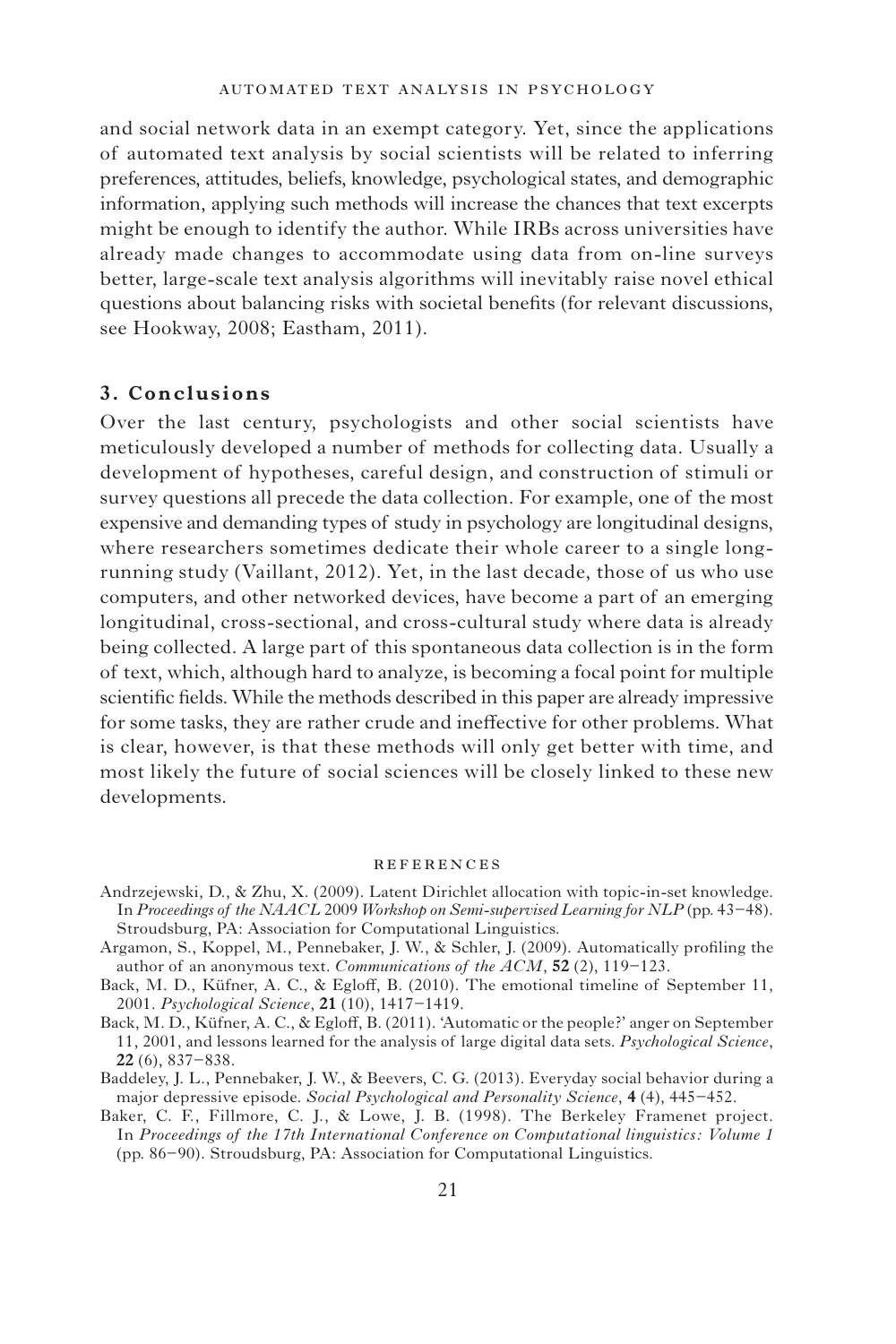and social network data in an exempt category. Yet, since the applications of automated text analysis by social scientists will be related to inferring preferences, attitudes, beliefs, knowledge, psychological states, and demographic information, applying such methods will increase the chances that text excerpts might be enough to identify the author. While IRBs across universities have already made changes to accommodate using data from on-line surveys better, large-scale text analysis algorithms will inevitably raise novel ethical questions about balancing risks with societal benefits (for relevant discussions, see Hookway, 2008; Eastham, 2011).

## 3. Conclusions

Over the last century, psychologists and other social scientists have meticulously developed a number of methods for collecting data. Usually a development of hypotheses, careful design, and construction of stimuli or survey questions all precede the data collection. For example, one of the most expensive and demanding types of study in psychology are longitudinal designs, where researchers sometimes dedicate their whole career to a single long-running study (Vaillant, 2012). Yet, in the last decade, those of us who use computers, and other networked devices, have become a part of an emerging longitudinal, cross-sectional, and cross-cultural study where data is already being collected. A large part of this spontaneous data collection is in the form of text, which, although hard to analyze, is becoming a focal point for multiple scientific fields. While the methods described in this paper are already impressive for some tasks, they are rather crude and ineffective for other problems. What is clear, however, is that these methods will only get better with time, and most likely the future of social sciences will be closely linked to these new developments.

## References

Andrzejewski, D., & Zhu, X. (2009). Latent Dirichlet allocation with topic-in-set knowledge. In *Proceedings of the NAACL 2009 Workshop on Semi-supervised Learning for NLP* (pp. 43–48). Stroudsburg, PA: Association for Computational Linguistics.

Argamon, S., Koppel, M., Pennebaker, J. W., & Schler, J. (2009). Automatically profiling the author of an anonymous text. *Communications of the ACM*, **52** (2), 119–123.

Back, M. D., Küfner, A. C., & Egloff, B. (2010). The emotional timeline of September 11, 2001. *Psychological Science*, **21** (10), 1417–1419.

Back, M. D., Küfner, A. C., & Egloff, B. (2011). 'Automatic or the people?' anger on September 11, 2001, and lessons learned for the analysis of large digital data sets. *Psychological Science*, **22** (6), 837–838.

Baddeley, J. L., Pennebaker, J. W., & Beevers, C. G. (2013). Everyday social behavior during a major depressive episode. *Social Psychological and Personality Science*, **4** (4), 445–452.

Baker, C. F., Fillmore, C. J., & Lowe, J. B. (1998). The Berkeley Framenet project. In *Proceedings of the 17th International Conference on Computational linguistics: Volume 1* (pp. 86–90). Stroudsburg, PA: Association for Computational Linguistics.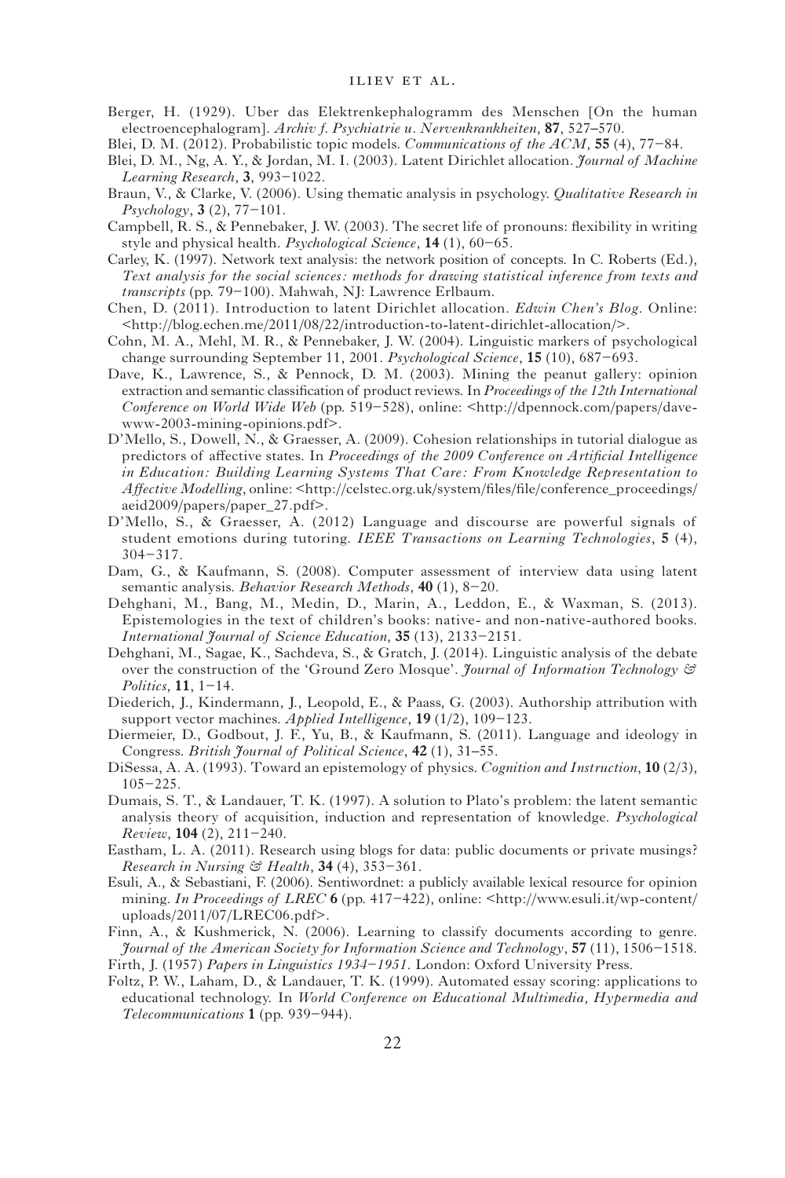Berger, H. (1929). Uber das Elektrenkephalogramm des Menschen [On the human electroencephalogram]. *Archiv f. Psychiatrie u. Nervenkrankheiten*, **87**, 527–570.

Blei, D. M. (2012). Probabilistic topic models. *Communications of the ACM*, **55** (4), 77–84.

Blei, D. M., Ng, A. Y., & Jordan, M. I. (2003). Latent Dirichlet allocation. *Journal of Machine Learning Research*, **3**, 993–1022.

Braun, V., & Clarke, V. (2006). Using thematic analysis in psychology. *Qualitative Research in Psychology*, **3** (2), 77–101.

Campbell, R. S., & Pennebaker, J. W. (2003). The secret life of pronouns: flexibility in writing style and physical health. *Psychological Science*, **14** (1), 60–65.

Carley, K. (1997). Network text analysis: the network position of concepts. In C. Roberts (Ed.), *Text analysis for the social sciences: methods for drawing statistical inference from texts and transcripts* (pp. 79–100). Mahwah, NJ: Lawrence Erlbaum.

Chen, D. (2011). Introduction to latent Dirichlet allocation. *Edwin Chen's Blog*. Online: <http://blog.echen.me/2011/08/22/introduction-to-latent-dirichlet-allocation/>.

Cohn, M. A., Mehl, M. R., & Pennebaker, J. W. (2004). Linguistic markers of psychological change surrounding September 11, 2001. *Psychological Science*, **15** (10), 687–693.

Dave, K., Lawrence, S., & Pennock, D. M. (2003). Mining the peanut gallery: opinion extraction and semantic classification of product reviews. In *Proceedings of the 12th International Conference on World Wide Web* (pp. 519–528), online: <http://dpennock.com/papers/dave-www-2003-mining-opinions.pdf>.

D'Mello, S., Dowell, N., & Graesser, A. (2009). Cohesion relationships in tutorial dialogue as predictors of affective states. In *Proceedings of the 2009 Conference on Artificial Intelligence in Education: Building Learning Systems That Care: From Knowledge Representation to Affective Modelling*, online: <http://celstec.org.uk/system/files/file/conference_proceedings/aeid2009/papers/paper_27.pdf>.

D'Mello, S., & Graesser, A. (2012) Language and discourse are powerful signals of student emotions during tutoring. *IEEE Transactions on Learning Technologies*, **5** (4), 304–317.

Dam, G., & Kaufmann, S. (2008). Computer assessment of interview data using latent semantic analysis. *Behavior Research Methods*, **40** (1), 8–20.

Dehghani, M., Bang, M., Medin, D., Marin, A., Leddon, E., & Waxman, S. (2013). Epistemologies in the text of children's books: native- and non-native-authored books. *International Journal of Science Education*, **35** (13), 2133–2151.

Dehghani, M., Sagae, K., Sachdeva, S., & Gratch, J. (2014). Linguistic analysis of the debate over the construction of the 'Ground Zero Mosque'. *Journal of Information Technology & Politics*, **11**, 1–14.

Diederich, J., Kindermann, J., Leopold, E., & Paass, G. (2003). Authorship attribution with support vector machines. *Applied Intelligence*, **19** (1/2), 109–123.

Diermeier, D., Godbout, J. F., Yu, B., & Kaufmann, S. (2011). Language and ideology in Congress. *British Journal of Political Science*, **42** (1), 31–55.

DiSessa, A. A. (1993). Toward an epistemology of physics. *Cognition and Instruction*, **10** (2/3), 105–225.

Dumais, S. T., & Landauer, T. K. (1997). A solution to Plato's problem: the latent semantic analysis theory of acquisition, induction and representation of knowledge. *Psychological Review*, **104** (2), 211–240.

Eastham, L. A. (2011). Research using blogs for data: public documents or private musings? *Research in Nursing & Health*, **34** (4), 353–361.

Esuli, A., & Sebastiani, F. (2006). Sentiwordnet: a publicly available lexical resource for opinion mining. *In Proceedings of LREC* **6** (pp. 417–422), online: <http://www.esuli.it/wp-content/uploads/2011/07/LREC06.pdf>.

Finn, A., & Kushmerick, N. (2006). Learning to classify documents according to genre. *Journal of the American Society for Information Science and Technology*, **57** (11), 1506–1518.

Firth, J. (1957) *Papers in Linguistics 1934–1951*. London: Oxford University Press.

Foltz, P. W., Laham, D., & Landauer, T. K. (1999). Automated essay scoring: applications to educational technology. In *World Conference on Educational Multimedia, Hypermedia and Telecommunications* **1** (pp. 939–944).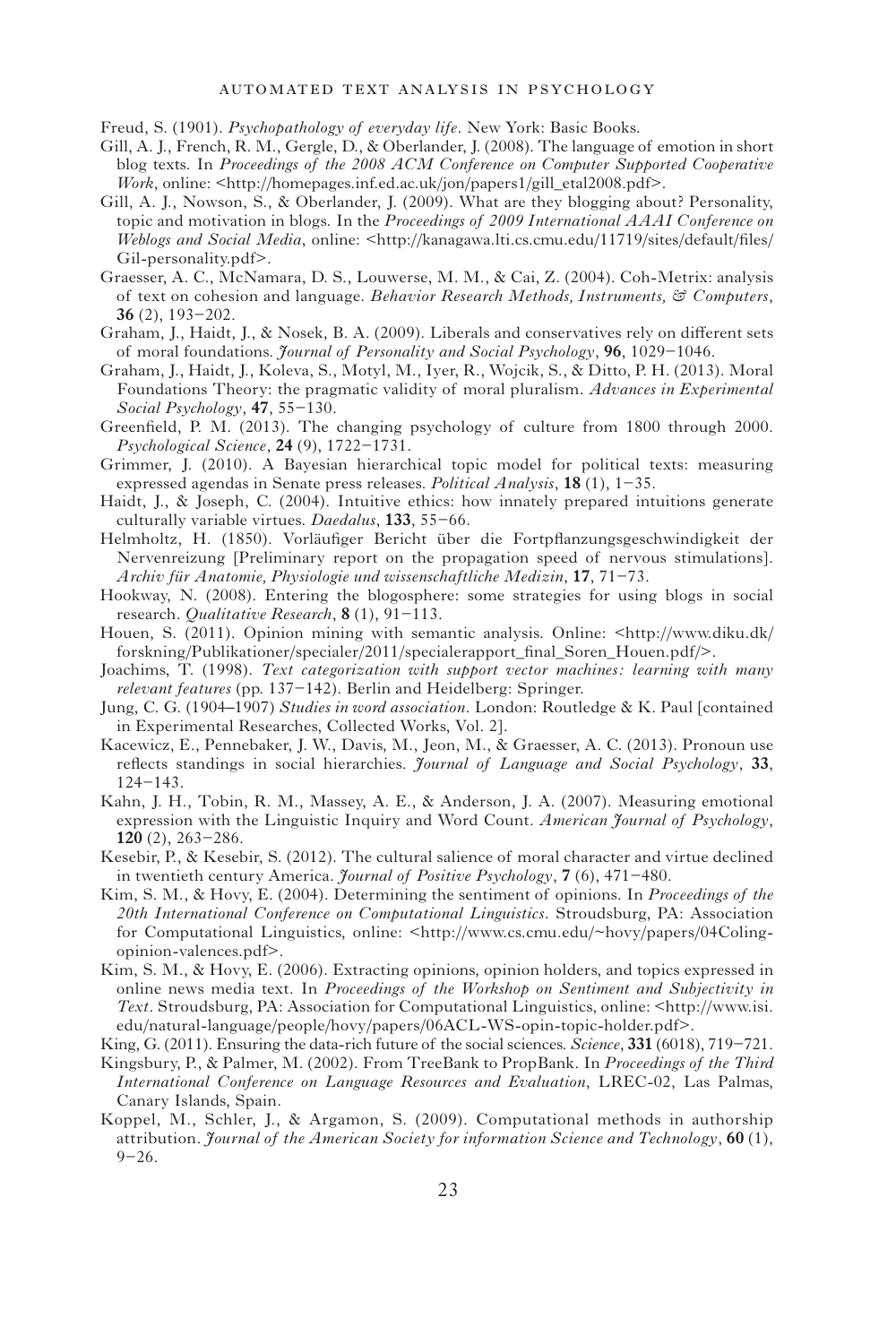Freud, S. (1901). *Psychopathology of everyday life*. New York: Basic Books.

Gill, A. J., French, R. M., Gergle, D., & Oberlander, J. (2008). The language of emotion in short blog texts. In *Proceedings of the 2008 ACM Conference on Computer Supported Cooperative Work*, online: <http://homepages.inf.ed.ac.uk/jon/papers1/gill_etal2008.pdf>.

Gill, A. J., Nowson, S., & Oberlander, J. (2009). What are they blogging about? Personality, topic and motivation in blogs. In the *Proceedings of 2009 International AAAI Conference on Weblogs and Social Media*, online: <http://kanagawa.lti.cs.cmu.edu/11719/sites/default/files/Gil-personality.pdf>.

Graesser, A. C., McNamara, D. S., Louwerse, M. M., & Cai, Z. (2004). Coh-Metrix: analysis of text on cohesion and language. *Behavior Research Methods, Instruments, & Computers*, **36** (2), 193–202.

Graham, J., Haidt, J., & Nosek, B. A. (2009). Liberals and conservatives rely on different sets of moral foundations. *Journal of Personality and Social Psychology*, **96**, 1029–1046.

Graham, J., Haidt, J., Koleva, S., Motyl, M., Iyer, R., Wojcik, S., & Ditto, P. H. (2013). Moral Foundations Theory: the pragmatic validity of moral pluralism. *Advances in Experimental Social Psychology*, **47**, 55–130.

Greenfield, P. M. (2013). The changing psychology of culture from 1800 through 2000. *Psychological Science*, **24** (9), 1722–1731.

Grimmer, J. (2010). A Bayesian hierarchical topic model for political texts: measuring expressed agendas in Senate press releases. *Political Analysis*, **18** (1), 1–35.

Haidt, J., & Joseph, C. (2004). Intuitive ethics: how innately prepared intuitions generate culturally variable virtues. *Daedalus*, **133**, 55–66.

Helmholtz, H. (1850). Vorläufiger Bericht über die Fortpflanzungsgeschwindigkeit der Nervenreizung [Preliminary report on the propagation speed of nervous stimulations]. *Archiv für Anatomie, Physiologie und wissenschaftliche Medizin*, **17**, 71–73.

Hookway, N. (2008). Entering the blogosphere: some strategies for using blogs in social research. *Qualitative Research*, **8** (1), 91–113.

Houen, S. (2011). Opinion mining with semantic analysis. Online: <http://www.diku.dk/forskning/Publikationer/specialer/2011/specialerapport_final_Soren_Houen.pdf/>.

Joachims, T. (1998). *Text categorization with support vector machines: learning with many relevant features* (pp. 137–142). Berlin and Heidelberg: Springer.

Jung, C. G. (1904–1907) *Studies in word association*. London: Routledge & K. Paul [contained in Experimental Researches, Collected Works, Vol. 2].

Kacewicz, E., Pennebaker, J. W., Davis, M., Jeon, M., & Graesser, A. C. (2013). Pronoun use reflects standings in social hierarchies. *Journal of Language and Social Psychology*, **33**, 124–143.

Kahn, J. H., Tobin, R. M., Massey, A. E., & Anderson, J. A. (2007). Measuring emotional expression with the Linguistic Inquiry and Word Count. *American Journal of Psychology*, **120** (2), 263–286.

Kesebir, P., & Kesebir, S. (2012). The cultural salience of moral character and virtue declined in twentieth century America. *Journal of Positive Psychology*, **7** (6), 471–480.

Kim, S. M., & Hovy, E. (2004). Determining the sentiment of opinions. In *Proceedings of the 20th International Conference on Computational Linguistics*. Stroudsburg, PA: Association for Computational Linguistics, online: <http://www.cs.cmu.edu/~hovy/papers/04Coling-opinion-valences.pdf>.

Kim, S. M., & Hovy, E. (2006). Extracting opinions, opinion holders, and topics expressed in online news media text. In *Proceedings of the Workshop on Sentiment and Subjectivity in Text*. Stroudsburg, PA: Association for Computational Linguistics, online: <http://www.isi.edu/natural-language/people/hovy/papers/06ACL-WS-opin-topic-holder.pdf>.

King, G. (2011). Ensuring the data-rich future of the social sciences. *Science*, **331** (6018), 719–721.

Kingsbury, P., & Palmer, M. (2002). From TreeBank to PropBank. In *Proceedings of the Third International Conference on Language Resources and Evaluation*, LREC-02, Las Palmas, Canary Islands, Spain.

Koppel, M., Schler, J., & Argamon, S. (2009). Computational methods in authorship attribution. *Journal of the American Society for information Science and Technology*, **60** (1), 9–26.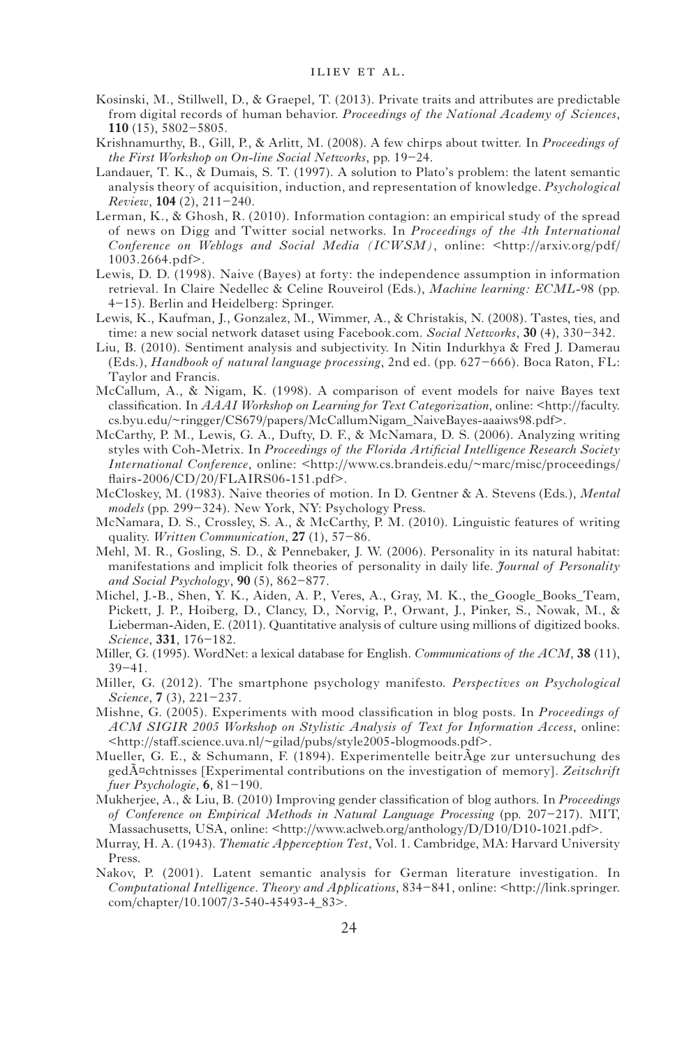Kosinski, M., Stillwell, D., & Graepel, T. (2013). Private traits and attributes are predictable from digital records of human behavior. *Proceedings of the National Academy of Sciences*, **110** (15), 5802–5805.

Krishnamurthy, B., Gill, P., & Arlitt, M. (2008). A few chirps about twitter. In *Proceedings of the First Workshop on On-line Social Networks*, pp. 19–24.

Landauer, T. K., & Dumais, S. T. (1997). A solution to Plato's problem: the latent semantic analysis theory of acquisition, induction, and representation of knowledge. *Psychological Review*, **104** (2), 211–240.

Lerman, K., & Ghosh, R. (2010). Information contagion: an empirical study of the spread of news on Digg and Twitter social networks. In *Proceedings of the 4th International Conference on Weblogs and Social Media (ICWSM)*, online: <http://arxiv.org/pdf/1003.2664.pdf>.

Lewis, D. D. (1998). Naive (Bayes) at forty: the independence assumption in information retrieval. In Claire Nedellec & Celine Rouveirol (Eds.), *Machine learning: ECML-98* (pp. 4–15). Berlin and Heidelberg: Springer.

Lewis, K., Kaufman, J., Gonzalez, M., Wimmer, A., & Christakis, N. (2008). Tastes, ties, and time: a new social network dataset using Facebook.com. *Social Networks*, **30** (4), 330–342.

Liu, B. (2010). Sentiment analysis and subjectivity. In Nitin Indurkhya & Fred J. Damerau (Eds.), *Handbook of natural language processing*, 2nd ed. (pp. 627–666). Boca Raton, FL: Taylor and Francis.

McCallum, A., & Nigam, K. (1998). A comparison of event models for naive Bayes text classification. In *AAAI Workshop on Learning for Text Categorization*, online: <http://faculty.cs.byu.edu/~ringger/CS679/papers/McCallumNigam_NaiveBayes-aaaiws98.pdf>.

McCarthy, P. M., Lewis, G. A., Dufty, D. F., & McNamara, D. S. (2006). Analyzing writing styles with Coh-Metrix. In *Proceedings of the Florida Artificial Intelligence Research Society International Conference*, online: <http://www.cs.brandeis.edu/~marc/misc/proceedings/flairs-2006/CD/20/FLAIRS06-151.pdf>.

McCloskey, M. (1983). Naive theories of motion. In D. Gentner & A. Stevens (Eds.), *Mental models* (pp. 299–324). New York, NY: Psychology Press.

McNamara, D. S., Crossley, S. A., & McCarthy, P. M. (2010). Linguistic features of writing quality. *Written Communication*, **27** (1), 57–86.

Mehl, M. R., Gosling, S. D., & Pennebaker, J. W. (2006). Personality in its natural habitat: manifestations and implicit folk theories of personality in daily life. *Journal of Personality and Social Psychology*, **90** (5), 862–877.

Michel, J.-B., Shen, Y. K., Aiden, A. P., Veres, A., Gray, M. K., the_Google_Books_Team, Pickett, J. P., Hoiberg, D., Clancy, D., Norvig, P., Orwant, J., Pinker, S., Nowak, M., & Lieberman-Aiden, E. (2011). Quantitative analysis of culture using millions of digitized books. *Science*, **331**, 176–182.

Miller, G. (1995). WordNet: a lexical database for English. *Communications of the ACM*, **38** (11), 39–41.

Miller, G. (2012). The smartphone psychology manifesto. *Perspectives on Psychological Science*, **7** (3), 221–237.

Mishne, G. (2005). Experiments with mood classification in blog posts. In *Proceedings of ACM SIGIR 2005 Workshop on Stylistic Analysis of Text for Information Access*, online: <http://staff.science.uva.nl/~gilad/pubs/style2005-blogmoods.pdf>.

Mueller, G. E., & Schumann, F. (1894). Experimentelle beitrÃge zur untersuchung des gedÃ¤chtnisses [Experimental contributions on the investigation of memory]. *Zeitschrift fuer Psychologie*, **6**, 81–190.

Mukherjee, A., & Liu, B. (2010) Improving gender classification of blog authors. In *Proceedings of Conference on Empirical Methods in Natural Language Processing* (pp. 207–217). MIT, Massachusetts, USA, online: <http://www.aclweb.org/anthology/D/D10/D10-1021.pdf>.

Murray, H. A. (1943). *Thematic Apperception Test*, Vol. 1. Cambridge, MA: Harvard University Press.

Nakov, P. (2001). Latent semantic analysis for German literature investigation. In *Computational Intelligence. Theory and Applications*, 834–841, online: <http://link.springer.com/chapter/10.1007/3-540-45493-4_83>.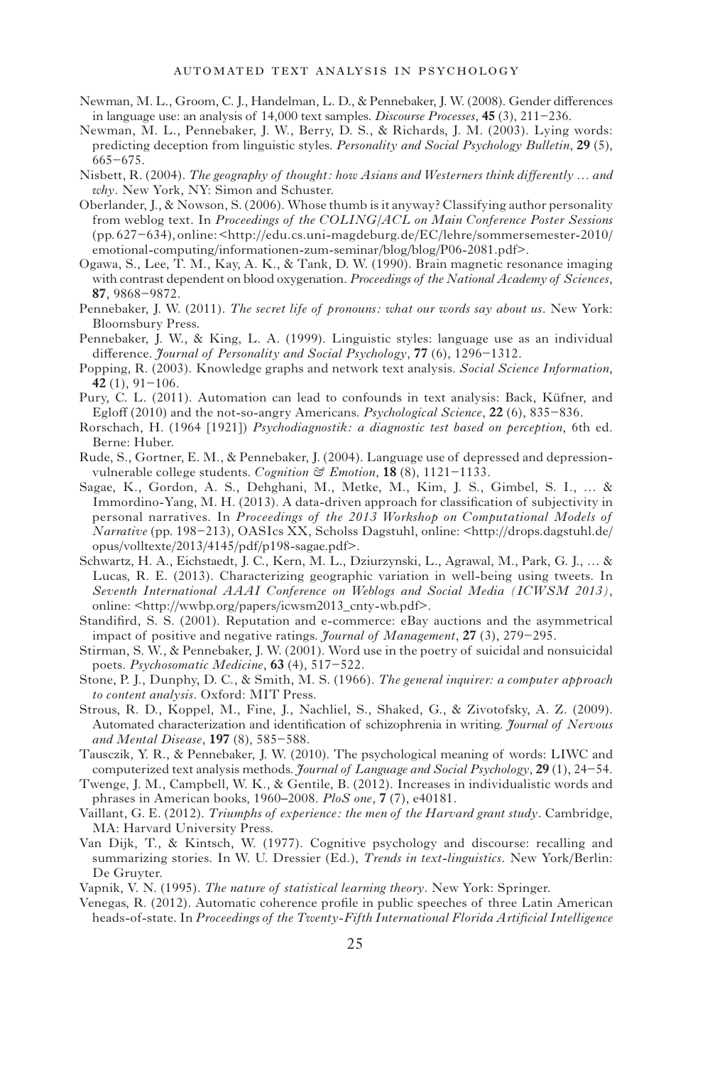Newman, M. L., Groom, C. J., Handelman, L. D., & Pennebaker, J. W. (2008). Gender differences in language use: an analysis of 14,000 text samples. *Discourse Processes*, **45** (3), 211–236.

Newman, M. L., Pennebaker, J. W., Berry, D. S., & Richards, J. M. (2003). Lying words: predicting deception from linguistic styles. *Personality and Social Psychology Bulletin*, **29** (5), 665–675.

Nisbett, R. (2004). *The geography of thought: how Asians and Westerners think differently … and why*. New York, NY: Simon and Schuster.

Oberlander, J., & Nowson, S. (2006). Whose thumb is it anyway? Classifying author personality from weblog text. In *Proceedings of the COLING/ACL on Main Conference Poster Sessions* (pp. 627–634), online: <http://edu.cs.uni-magdeburg.de/EC/lehre/sommersemester-2010/emotional-computing/informationen-zum-seminar/blog/blog/P06-2081.pdf>.

Ogawa, S., Lee, T. M., Kay, A. K., & Tank, D. W. (1990). Brain magnetic resonance imaging with contrast dependent on blood oxygenation. *Proceedings of the National Academy of Sciences*, **87**, 9868–9872.

Pennebaker, J. W. (2011). *The secret life of pronouns: what our words say about us*. New York: Bloomsbury Press.

Pennebaker, J. W., & King, L. A. (1999). Linguistic styles: language use as an individual difference. *Journal of Personality and Social Psychology*, **77** (6), 1296–1312.

Popping, R. (2003). Knowledge graphs and network text analysis. *Social Science Information*, **42** (1), 91–106.

Pury, C. L. (2011). Automation can lead to confounds in text analysis: Back, Küfner, and Egloff (2010) and the not-so-angry Americans. *Psychological Science*, **22** (6), 835–836.

Rorschach, H. (1964 [1921]) *Psychodiagnostik: a diagnostic test based on perception*, 6th ed. Berne: Huber.

Rude, S., Gortner, E. M., & Pennebaker, J. (2004). Language use of depressed and depression-vulnerable college students. *Cognition & Emotion*, **18** (8), 1121–1133.

Sagae, K., Gordon, A. S., Dehghani, M., Metke, M., Kim, J. S., Gimbel, S. I., … & Immordino-Yang, M. H. (2013). A data-driven approach for classification of subjectivity in personal narratives. In *Proceedings of the 2013 Workshop on Computational Models of Narrative* (pp. 198–213), OASIcs XX, Scholss Dagstuhl, online: <http://drops.dagstuhl.de/opus/volltexte/2013/4145/pdf/p198-sagae.pdf>.

Schwartz, H. A., Eichstaedt, J. C., Kern, M. L., Dziurzynski, L., Agrawal, M., Park, G. J., … & Lucas, R. E. (2013). Characterizing geographic variation in well-being using tweets. In *Seventh International AAAI Conference on Weblogs and Social Media (ICWSM 2013)*, online: <http://wwbp.org/papers/icwsm2013_cnty-wb.pdf>.

Standifird, S. S. (2001). Reputation and e-commerce: eBay auctions and the asymmetrical impact of positive and negative ratings. *Journal of Management*, **27** (3), 279–295.

Stirman, S. W., & Pennebaker, J. W. (2001). Word use in the poetry of suicidal and nonsuicidal poets. *Psychosomatic Medicine*, **63** (4), 517–522.

Stone, P. J., Dunphy, D. C., & Smith, M. S. (1966). *The general inquirer: a computer approach to content analysis*. Oxford: MIT Press.

Strous, R. D., Koppel, M., Fine, J., Nachliel, S., Shaked, G., & Zivotofsky, A. Z. (2009). Automated characterization and identification of schizophrenia in writing. *Journal of Nervous and Mental Disease*, **197** (8), 585–588.

Tausczik, Y. R., & Pennebaker, J. W. (2010). The psychological meaning of words: LIWC and computerized text analysis methods. *Journal of Language and Social Psychology*, **29** (1), 24–54.

Twenge, J. M., Campbell, W. K., & Gentile, B. (2012). Increases in individualistic words and phrases in American books, 1960–2008. *PloS one*, **7** (7), e40181.

Vaillant, G. E. (2012). *Triumphs of experience: the men of the Harvard grant study*. Cambridge, MA: Harvard University Press.

Van Dijk, T., & Kintsch, W. (1977). Cognitive psychology and discourse: recalling and summarizing stories. In W. U. Dressier (Ed.), *Trends in text-linguistics*. New York/Berlin: De Gruyter.

Vapnik, V. N. (1995). *The nature of statistical learning theory*. New York: Springer.

Venegas, R. (2012). Automatic coherence profile in public speeches of three Latin American heads-of-state. In *Proceedings of the Twenty-Fifth International Florida Artificial Intelligence*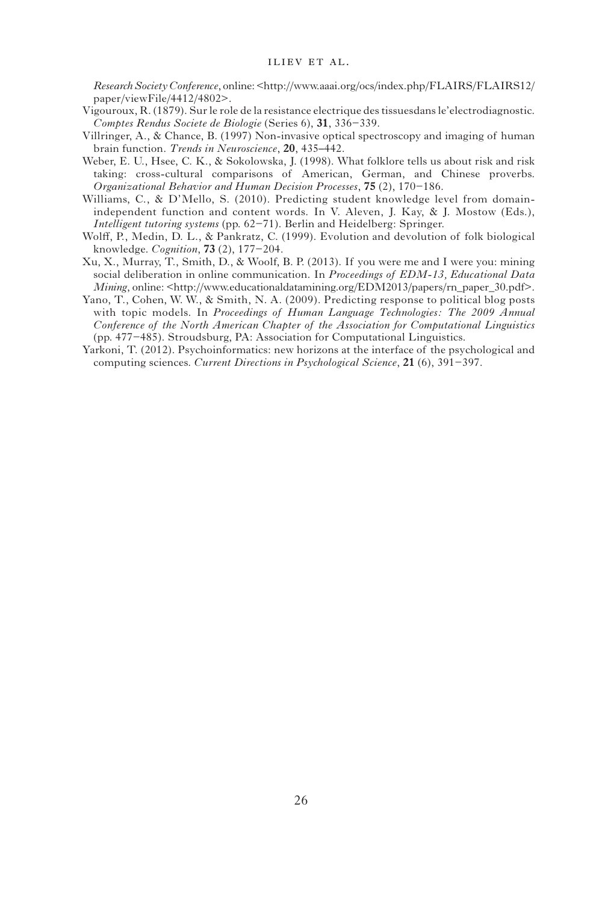*Research Society Conference*, online: <http://www.aaai.org/ocs/index.php/FLAIRS/FLAIRS12/paper/viewFile/4412/4802>.

Vigouroux, R. (1879). Sur le role de la resistance electrique des tissuesdans le'electrodiagnostic. *Comptes Rendus Societe de Biologie* (Series 6), **31**, 336–339.

Villringer, A., & Chance, B. (1997) Non-invasive optical spectroscopy and imaging of human brain function. *Trends in Neuroscience*, **20**, 435–442.

Weber, E. U., Hsee, C. K., & Sokolowska, J. (1998). What folklore tells us about risk and risk taking: cross-cultural comparisons of American, German, and Chinese proverbs. *Organizational Behavior and Human Decision Processes*, **75** (2), 170–186.

Williams, C., & D'Mello, S. (2010). Predicting student knowledge level from domain-independent function and content words. In V. Aleven, J. Kay, & J. Mostow (Eds.), *Intelligent tutoring systems* (pp. 62–71). Berlin and Heidelberg: Springer.

Wolff, P., Medin, D. L., & Pankratz, C. (1999). Evolution and devolution of folk biological knowledge. *Cognition*, **73** (2), 177–204.

Xu, X., Murray, T., Smith, D., & Woolf, B. P. (2013). If you were me and I were you: mining social deliberation in online communication. In *Proceedings of EDM-13, Educational Data Mining*, online: <http://www.educationaldatamining.org/EDM2013/papers/rn_paper_30.pdf>.

Yano, T., Cohen, W. W., & Smith, N. A. (2009). Predicting response to political blog posts with topic models. In *Proceedings of Human Language Technologies: The 2009 Annual Conference of the North American Chapter of the Association for Computational Linguistics* (pp. 477–485). Stroudsburg, PA: Association for Computational Linguistics.

Yarkoni, T. (2012). Psychoinformatics: new horizons at the interface of the psychological and computing sciences. *Current Directions in Psychological Science*, **21** (6), 391–397.